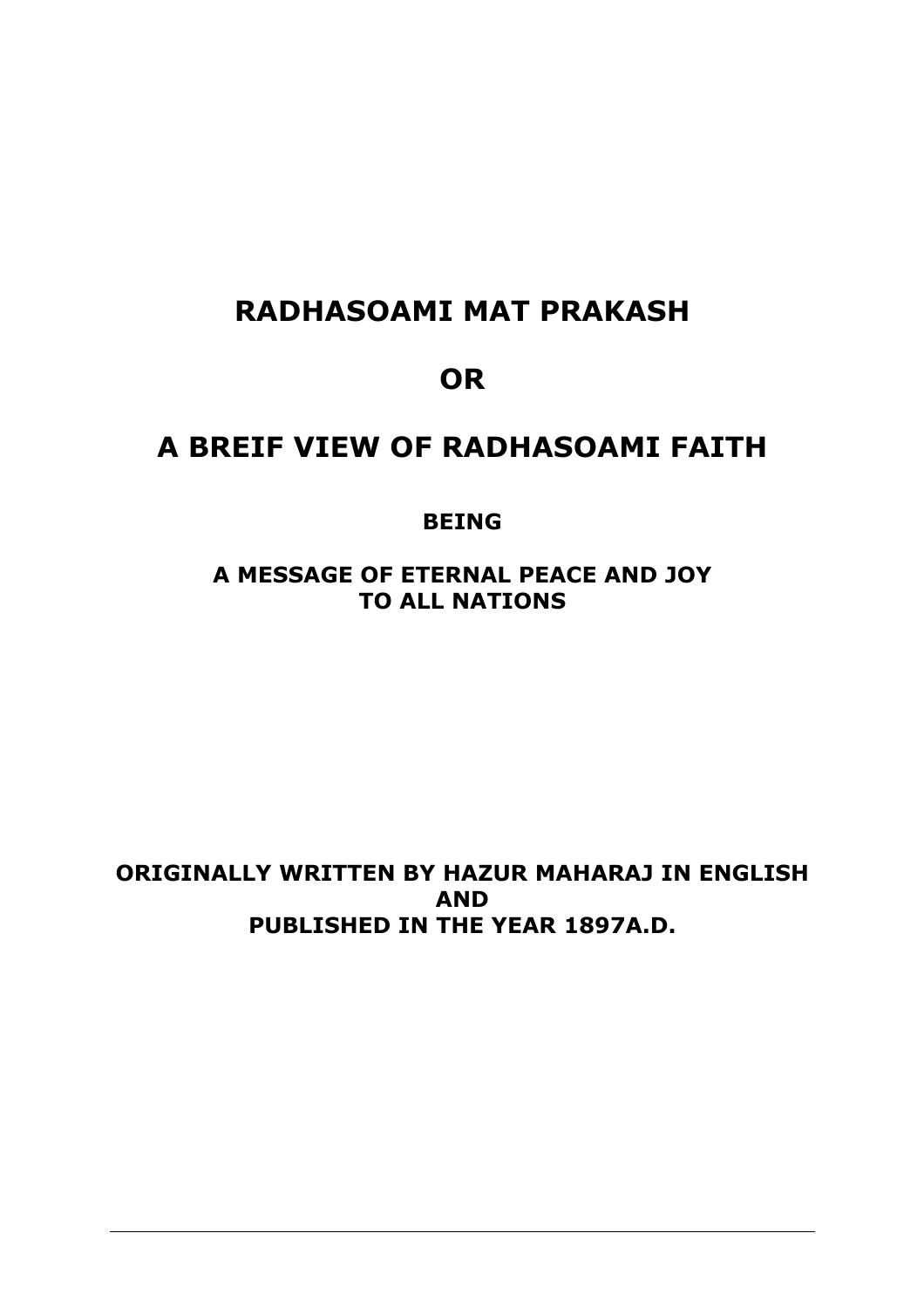# RADHASOAMI MAT PRAKASH

# OR

# A BREIF VIEW OF RADHASOAMI FAITH

**BEING**

**A MESSAGE OF ETERNAL PEACE AND JOY**
**TO ALL NATIONS**

**ORIGINALLY WRITTEN BY HAZUR MAHARAJ IN ENGLISH**
**AND**
**PUBLISHED IN THE YEAR 1897A.D.**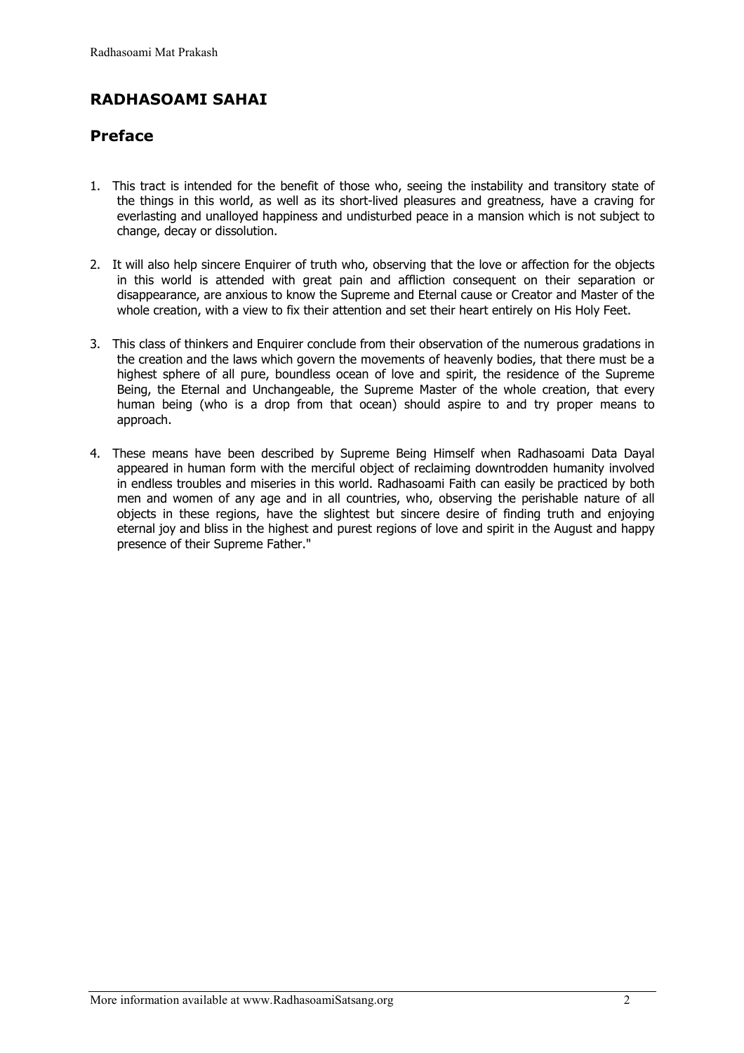## RADHASOAMI SAHAI

## Preface

1. This tract is intended for the benefit of those who, seeing the instability and transitory state of the things in this world, as well as its short-lived pleasures and greatness, have a craving for everlasting and unalloyed happiness and undisturbed peace in a mansion which is not subject to change, decay or dissolution.

2. It will also help sincere Enquirer of truth who, observing that the love or affection for the objects in this world is attended with great pain and affliction consequent on their separation or disappearance, are anxious to know the Supreme and Eternal cause or Creator and Master of the whole creation, with a view to fix their attention and set their heart entirely on His Holy Feet.

3. This class of thinkers and Enquirer conclude from their observation of the numerous gradations in the creation and the laws which govern the movements of heavenly bodies, that there must be a highest sphere of all pure, boundless ocean of love and spirit, the residence of the Supreme Being, the Eternal and Unchangeable, the Supreme Master of the whole creation, that every human being (who is a drop from that ocean) should aspire to and try proper means to approach.

4. These means have been described by Supreme Being Himself when Radhasoami Data Dayal appeared in human form with the merciful object of reclaiming downtrodden humanity involved in endless troubles and miseries in this world. Radhasoami Faith can easily be practiced by both men and women of any age and in all countries, who, observing the perishable nature of all objects in these regions, have the slightest but sincere desire of finding truth and enjoying eternal joy and bliss in the highest and purest regions of love and spirit in the August and happy presence of their Supreme Father."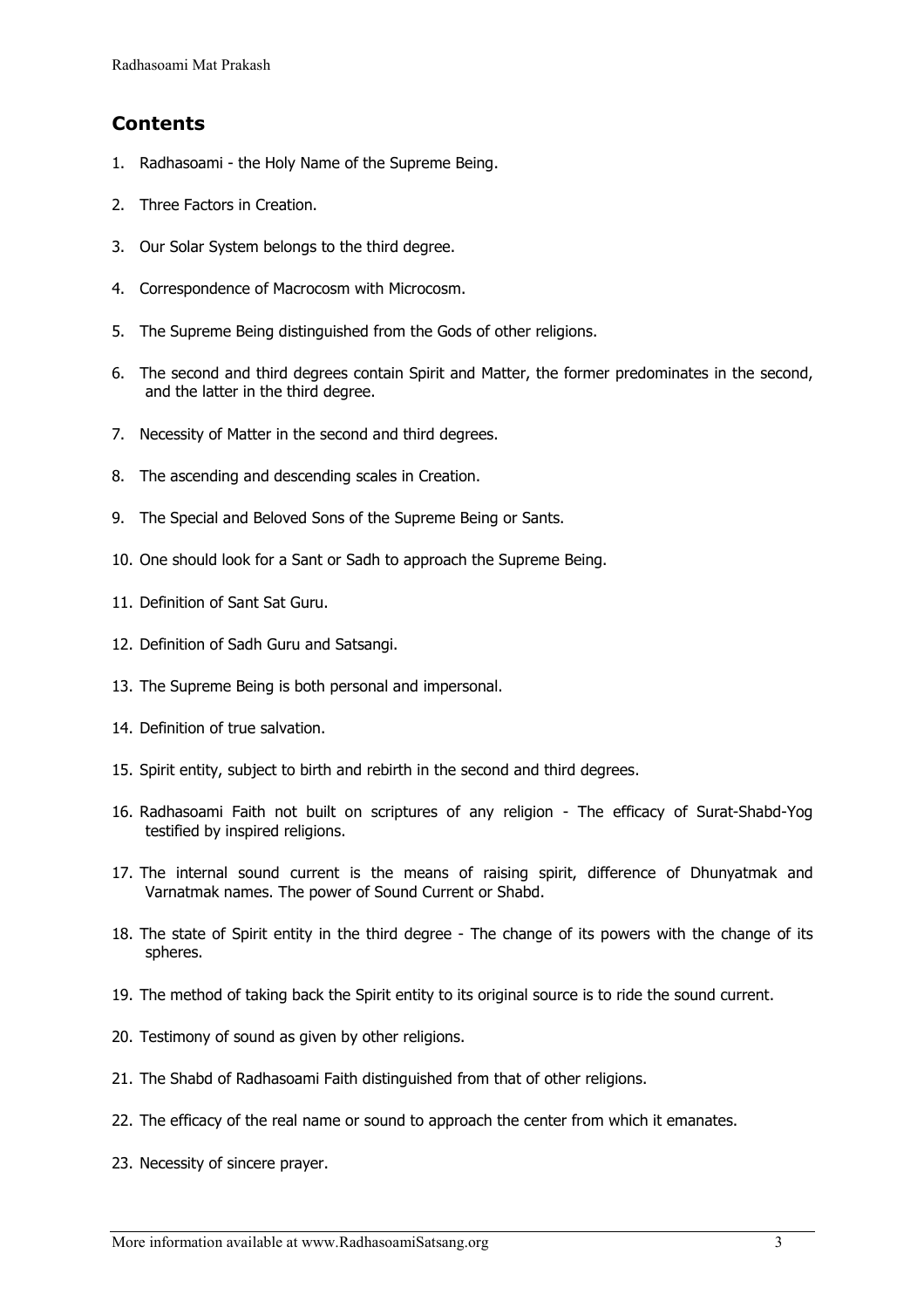## Contents

1. Radhasoami - the Holy Name of the Supreme Being.
2. Three Factors in Creation.
3. Our Solar System belongs to the third degree.
4. Correspondence of Macrocosm with Microcosm.
5. The Supreme Being distinguished from the Gods of other religions.
6. The second and third degrees contain Spirit and Matter, the former predominates in the second, and the latter in the third degree.
7. Necessity of Matter in the second and third degrees.
8. The ascending and descending scales in Creation.
9. The Special and Beloved Sons of the Supreme Being or Sants.
10. One should look for a Sant or Sadh to approach the Supreme Being.
11. Definition of Sant Sat Guru.
12. Definition of Sadh Guru and Satsangi.
13. The Supreme Being is both personal and impersonal.
14. Definition of true salvation.
15. Spirit entity, subject to birth and rebirth in the second and third degrees.
16. Radhasoami Faith not built on scriptures of any religion - The efficacy of Surat-Shabd-Yog testified by inspired religions.
17. The internal sound current is the means of raising spirit, difference of Dhunyatmak and Varnatmak names. The power of Sound Current or Shabd.
18. The state of Spirit entity in the third degree - The change of its powers with the change of its spheres.
19. The method of taking back the Spirit entity to its original source is to ride the sound current.
20. Testimony of sound as given by other religions.
21. The Shabd of Radhasoami Faith distinguished from that of other religions.
22. The efficacy of the real name or sound to approach the center from which it emanates.
23. Necessity of sincere prayer.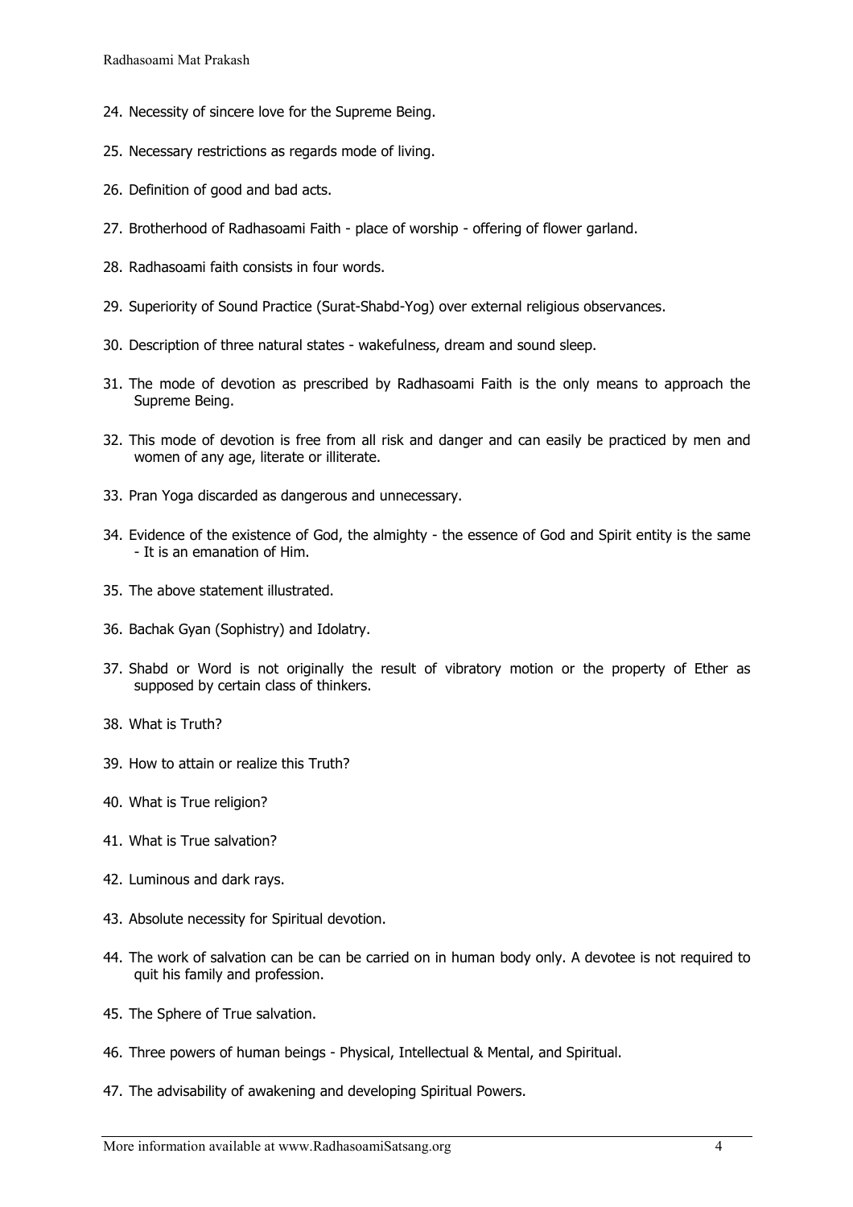24. Necessity of sincere love for the Supreme Being.

25. Necessary restrictions as regards mode of living.

26. Definition of good and bad acts.

27. Brotherhood of Radhasoami Faith - place of worship - offering of flower garland.

28. Radhasoami faith consists in four words.

29. Superiority of Sound Practice (Surat-Shabd-Yog) over external religious observances.

30. Description of three natural states - wakefulness, dream and sound sleep.

31. The mode of devotion as prescribed by Radhasoami Faith is the only means to approach the Supreme Being.

32. This mode of devotion is free from all risk and danger and can easily be practiced by men and women of any age, literate or illiterate.

33. Pran Yoga discarded as dangerous and unnecessary.

34. Evidence of the existence of God, the almighty - the essence of God and Spirit entity is the same - It is an emanation of Him.

35. The above statement illustrated.

36. Bachak Gyan (Sophistry) and Idolatry.

37. Shabd or Word is not originally the result of vibratory motion or the property of Ether as supposed by certain class of thinkers.

38. What is Truth?

39. How to attain or realize this Truth?

40. What is True religion?

41. What is True salvation?

42. Luminous and dark rays.

43. Absolute necessity for Spiritual devotion.

44. The work of salvation can be can be carried on in human body only. A devotee is not required to quit his family and profession.

45. The Sphere of True salvation.

46. Three powers of human beings - Physical, Intellectual & Mental, and Spiritual.

47. The advisability of awakening and developing Spiritual Powers.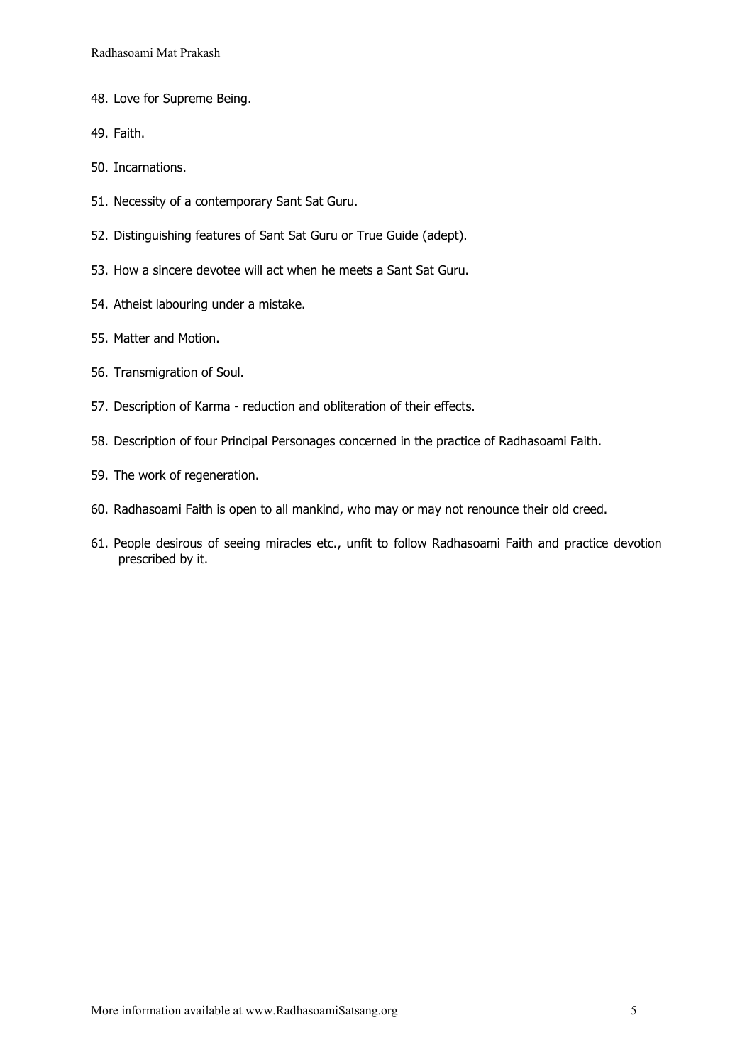48. Love for Supreme Being.

49. Faith.

50. Incarnations.

51. Necessity of a contemporary Sant Sat Guru.

52. Distinguishing features of Sant Sat Guru or True Guide (adept).

53. How a sincere devotee will act when he meets a Sant Sat Guru.

54. Atheist labouring under a mistake.

55. Matter and Motion.

56. Transmigration of Soul.

57. Description of Karma - reduction and obliteration of their effects.

58. Description of four Principal Personages concerned in the practice of Radhasoami Faith.

59. The work of regeneration.

60. Radhasoami Faith is open to all mankind, who may or may not renounce their old creed.

61. People desirous of seeing miracles etc., unfit to follow Radhasoami Faith and practice devotion prescribed by it.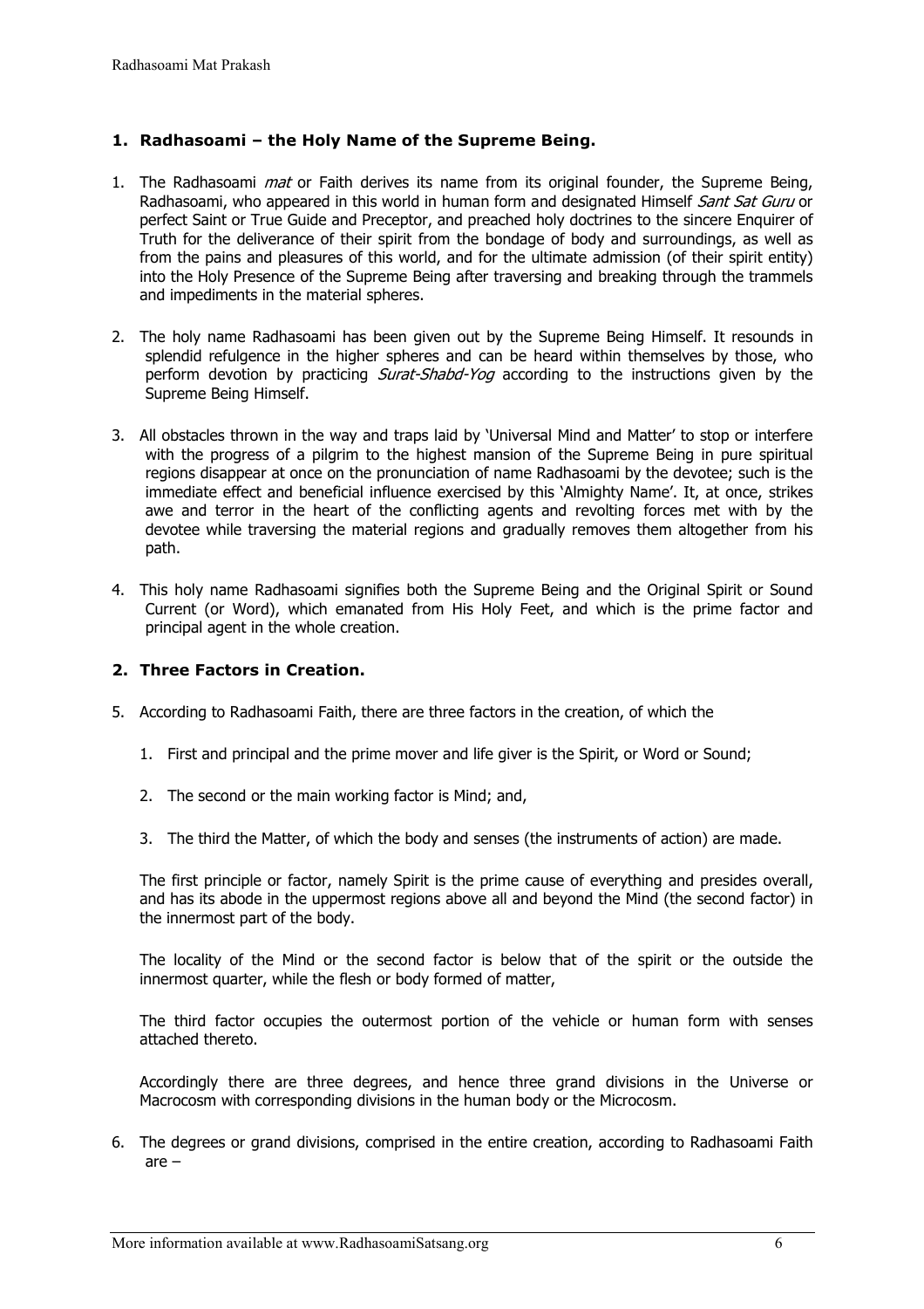## 1. Radhasoami – the Holy Name of the Supreme Being.

1. The Radhasoami *mat* or Faith derives its name from its original founder, the Supreme Being, Radhasoami, who appeared in this world in human form and designated Himself *Sant Sat Guru* or perfect Saint or True Guide and Preceptor, and preached holy doctrines to the sincere Enquirer of Truth for the deliverance of their spirit from the bondage of body and surroundings, as well as from the pains and pleasures of this world, and for the ultimate admission (of their spirit entity) into the Holy Presence of the Supreme Being after traversing and breaking through the trammels and impediments in the material spheres.

2. The holy name Radhasoami has been given out by the Supreme Being Himself. It resounds in splendid refulgence in the higher spheres and can be heard within themselves by those, who perform devotion by practicing *Surat-Shabd-Yog* according to the instructions given by the Supreme Being Himself.

3. All obstacles thrown in the way and traps laid by 'Universal Mind and Matter' to stop or interfere with the progress of a pilgrim to the highest mansion of the Supreme Being in pure spiritual regions disappear at once on the pronunciation of name Radhasoami by the devotee; such is the immediate effect and beneficial influence exercised by this 'Almighty Name'. It, at once, strikes awe and terror in the heart of the conflicting agents and revolting forces met with by the devotee while traversing the material regions and gradually removes them altogether from his path.

4. This holy name Radhasoami signifies both the Supreme Being and the Original Spirit or Sound Current (or Word), which emanated from His Holy Feet, and which is the prime factor and principal agent in the whole creation.

## 2. Three Factors in Creation.

5. According to Radhasoami Faith, there are three factors in the creation, of which the

   1. First and principal and the prime mover and life giver is the Spirit, or Word or Sound;

   2. The second or the main working factor is Mind; and,

   3. The third the Matter, of which the body and senses (the instruments of action) are made.

   The first principle or factor, namely Spirit is the prime cause of everything and presides overall, and has its abode in the uppermost regions above all and beyond the Mind (the second factor) in the innermost part of the body.

   The locality of the Mind or the second factor is below that of the spirit or the outside the innermost quarter, while the flesh or body formed of matter,

   The third factor occupies the outermost portion of the vehicle or human form with senses attached thereto.

   Accordingly there are three degrees, and hence three grand divisions in the Universe or Macrocosm with corresponding divisions in the human body or the Microcosm.

6. The degrees or grand divisions, comprised in the entire creation, according to Radhasoami Faith are –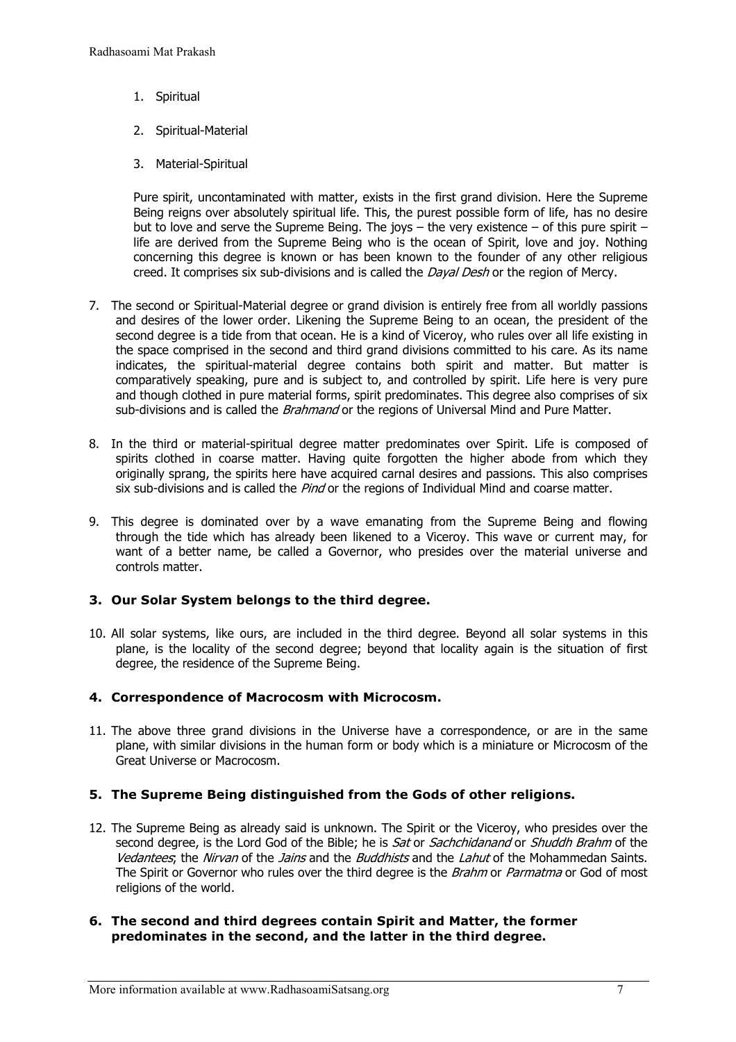1. Spiritual

2. Spiritual-Material

3. Material-Spiritual

Pure spirit, uncontaminated with matter, exists in the first grand division. Here the Supreme Being reigns over absolutely spiritual life. This, the purest possible form of life, has no desire but to love and serve the Supreme Being. The joys – the very existence – of this pure spirit – life are derived from the Supreme Being who is the ocean of Spirit, love and joy. Nothing concerning this degree is known or has been known to the founder of any other religious creed. It comprises six sub-divisions and is called the *Dayal Desh* or the region of Mercy.

7. The second or Spiritual-Material degree or grand division is entirely free from all worldly passions and desires of the lower order. Likening the Supreme Being to an ocean, the president of the second degree is a tide from that ocean. He is a kind of Viceroy, who rules over all life existing in the space comprised in the second and third grand divisions committed to his care. As its name indicates, the spiritual-material degree contains both spirit and matter. But matter is comparatively speaking, pure and is subject to, and controlled by spirit. Life here is very pure and though clothed in pure material forms, spirit predominates. This degree also comprises of six sub-divisions and is called the *Brahmand* or the regions of Universal Mind and Pure Matter.

8. In the third or material-spiritual degree matter predominates over Spirit. Life is composed of spirits clothed in coarse matter. Having quite forgotten the higher abode from which they originally sprang, the spirits here have acquired carnal desires and passions. This also comprises six sub-divisions and is called the *Pind* or the regions of Individual Mind and coarse matter.

9. This degree is dominated over by a wave emanating from the Supreme Being and flowing through the tide which has already been likened to a Viceroy. This wave or current may, for want of a better name, be called a Governor, who presides over the material universe and controls matter.

### 3. Our Solar System belongs to the third degree.

10. All solar systems, like ours, are included in the third degree. Beyond all solar systems in this plane, is the locality of the second degree; beyond that locality again is the situation of first degree, the residence of the Supreme Being.

### 4. Correspondence of Macrocosm with Microcosm.

11. The above three grand divisions in the Universe have a correspondence, or are in the same plane, with similar divisions in the human form or body which is a miniature or Microcosm of the Great Universe or Macrocosm.

### 5. The Supreme Being distinguished from the Gods of other religions.

12. The Supreme Being as already said is unknown. The Spirit or the Viceroy, who presides over the second degree, is the Lord God of the Bible; he is *Sat* or *Sachchidanand* or *Shuddh Brahm* of the *Vedantees*; the *Nirvan* of the *Jains* and the *Buddhists* and the *Lahut* of the Mohammedan Saints. The Spirit or Governor who rules over the third degree is the *Brahm* or *Parmatma* or God of most religions of the world.

### 6. The second and third degrees contain Spirit and Matter, the former predominates in the second, and the latter in the third degree.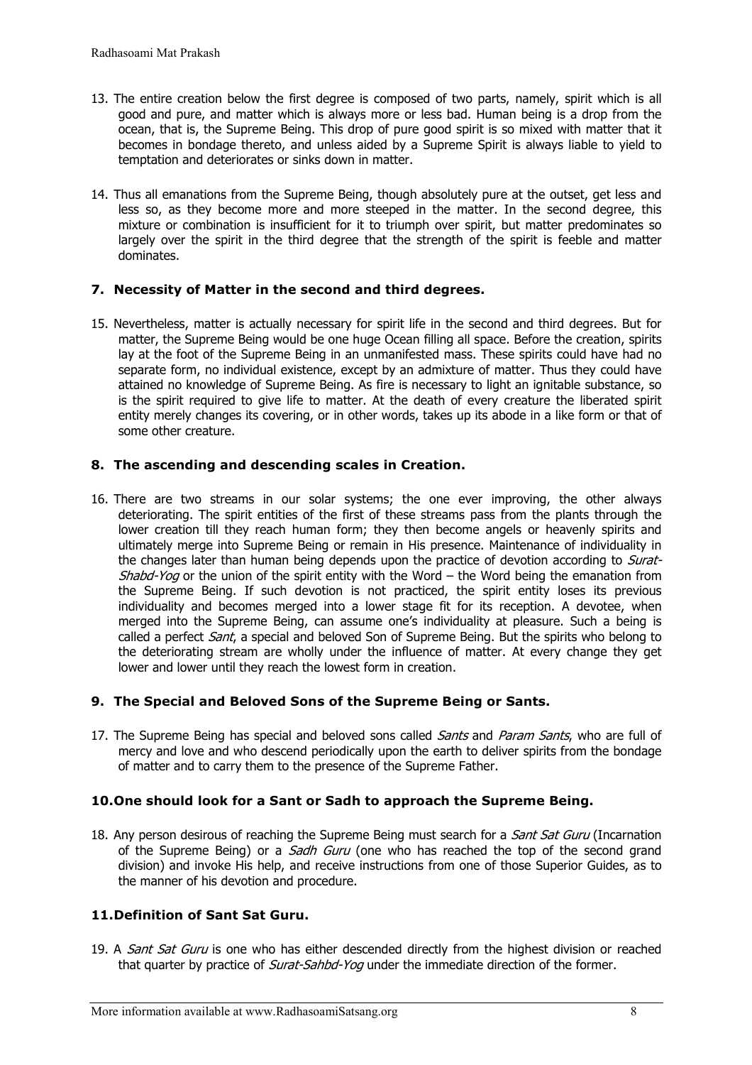13. The entire creation below the first degree is composed of two parts, namely, spirit which is all good and pure, and matter which is always more or less bad. Human being is a drop from the ocean, that is, the Supreme Being. This drop of pure good spirit is so mixed with matter that it becomes in bondage thereto, and unless aided by a Supreme Spirit is always liable to yield to temptation and deteriorates or sinks down in matter.

14. Thus all emanations from the Supreme Being, though absolutely pure at the outset, get less and less so, as they become more and more steeped in the matter. In the second degree, this mixture or combination is insufficient for it to triumph over spirit, but matter predominates so largely over the spirit in the third degree that the strength of the spirit is feeble and matter dominates.

### 7. Necessity of Matter in the second and third degrees.

15. Nevertheless, matter is actually necessary for spirit life in the second and third degrees. But for matter, the Supreme Being would be one huge Ocean filling all space. Before the creation, spirits lay at the foot of the Supreme Being in an unmanifested mass. These spirits could have had no separate form, no individual existence, except by an admixture of matter. Thus they could have attained no knowledge of Supreme Being. As fire is necessary to light an ignitable substance, so is the spirit required to give life to matter. At the death of every creature the liberated spirit entity merely changes its covering, or in other words, takes up its abode in a like form or that of some other creature.

### 8. The ascending and descending scales in Creation.

16. There are two streams in our solar systems; the one ever improving, the other always deteriorating. The spirit entities of the first of these streams pass from the plants through the lower creation till they reach human form; they then become angels or heavenly spirits and ultimately merge into Supreme Being or remain in His presence. Maintenance of individuality in the changes later than human being depends upon the practice of devotion according to *Surat-Shabd-Yog* or the union of the spirit entity with the Word – the Word being the emanation from the Supreme Being. If such devotion is not practiced, the spirit entity loses its previous individuality and becomes merged into a lower stage fit for its reception. A devotee, when merged into the Supreme Being, can assume one's individuality at pleasure. Such a being is called a perfect *Sant*, a special and beloved Son of Supreme Being. But the spirits who belong to the deteriorating stream are wholly under the influence of matter. At every change they get lower and lower until they reach the lowest form in creation.

### 9. The Special and Beloved Sons of the Supreme Being or Sants.

17. The Supreme Being has special and beloved sons called *Sants* and *Param Sants*, who are full of mercy and love and who descend periodically upon the earth to deliver spirits from the bondage of matter and to carry them to the presence of the Supreme Father.

### 10. One should look for a Sant or Sadh to approach the Supreme Being.

18. Any person desirous of reaching the Supreme Being must search for a *Sant Sat Guru* (Incarnation of the Supreme Being) or a *Sadh Guru* (one who has reached the top of the second grand division) and invoke His help, and receive instructions from one of those Superior Guides, as to the manner of his devotion and procedure.

### 11. Definition of Sant Sat Guru.

19. A *Sant Sat Guru* is one who has either descended directly from the highest division or reached that quarter by practice of *Surat-Sahbd-Yog* under the immediate direction of the former.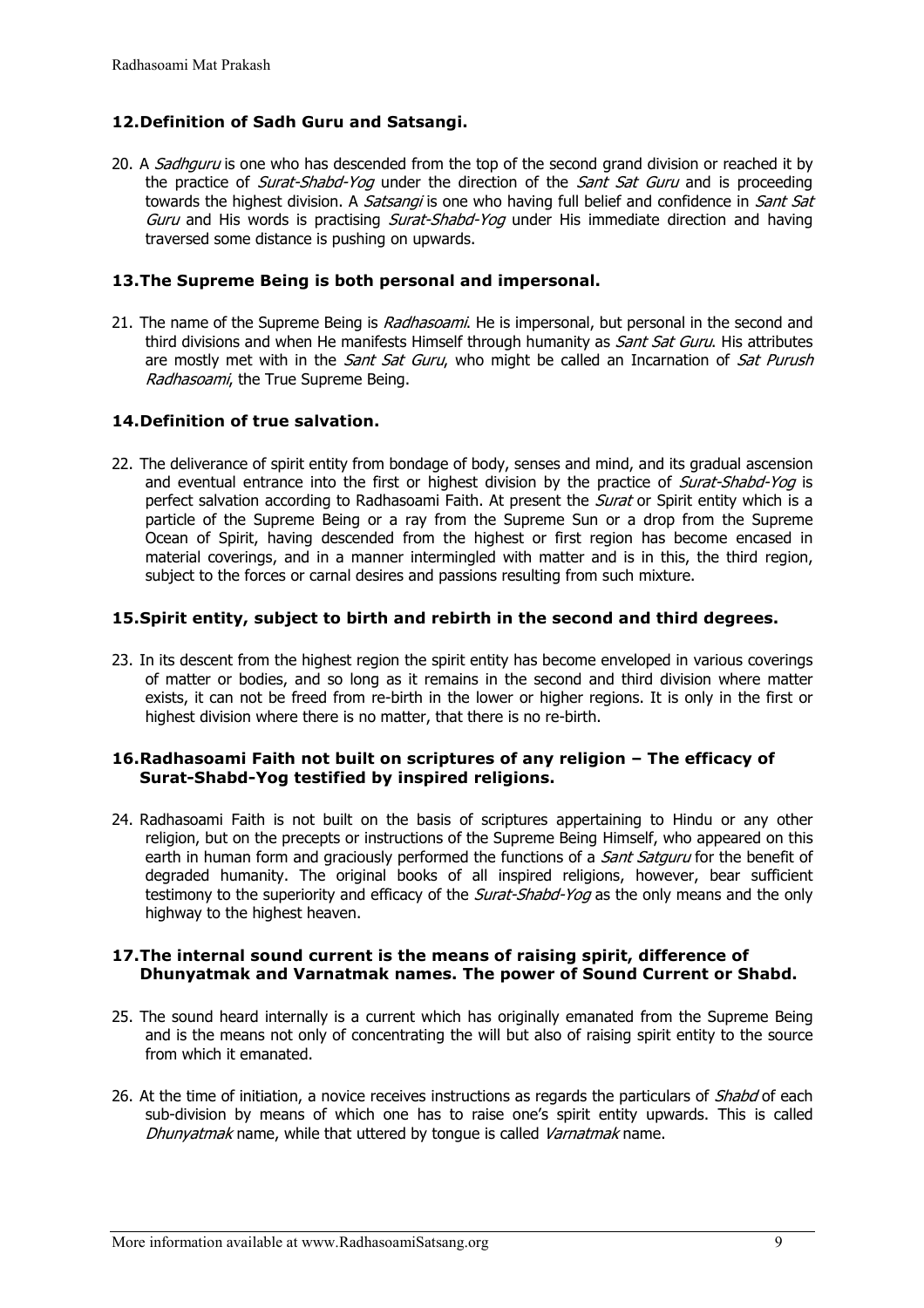### 12. Definition of Sadh Guru and Satsangi.

20. A *Sadhguru* is one who has descended from the top of the second grand division or reached it by the practice of *Surat-Shabd-Yog* under the direction of the *Sant Sat Guru* and is proceeding towards the highest division. A *Satsangi* is one who having full belief and confidence in *Sant Sat Guru* and His words is practising *Surat-Shabd-Yog* under His immediate direction and having traversed some distance is pushing on upwards.

### 13. The Supreme Being is both personal and impersonal.

21. The name of the Supreme Being is *Radhasoami*. He is impersonal, but personal in the second and third divisions and when He manifests Himself through humanity as *Sant Sat Guru*. His attributes are mostly met with in the *Sant Sat Guru*, who might be called an Incarnation of *Sat Purush Radhasoami*, the True Supreme Being.

### 14. Definition of true salvation.

22. The deliverance of spirit entity from bondage of body, senses and mind, and its gradual ascension and eventual entrance into the first or highest division by the practice of *Surat-Shabd-Yog* is perfect salvation according to Radhasoami Faith. At present the *Surat* or Spirit entity which is a particle of the Supreme Being or a ray from the Supreme Sun or a drop from the Supreme Ocean of Spirit, having descended from the highest or first region has become encased in material coverings, and in a manner intermingled with matter and is in this, the third region, subject to the forces or carnal desires and passions resulting from such mixture.

### 15. Spirit entity, subject to birth and rebirth in the second and third degrees.

23. In its descent from the highest region the spirit entity has become enveloped in various coverings of matter or bodies, and so long as it remains in the second and third division where matter exists, it can not be freed from re-birth in the lower or higher regions. It is only in the first or highest division where there is no matter, that there is no re-birth.

### 16. Radhasoami Faith not built on scriptures of any religion – The efficacy of Surat-Shabd-Yog testified by inspired religions.

24. Radhasoami Faith is not built on the basis of scriptures appertaining to Hindu or any other religion, but on the precepts or instructions of the Supreme Being Himself, who appeared on this earth in human form and graciously performed the functions of a *Sant Satguru* for the benefit of degraded humanity. The original books of all inspired religions, however, bear sufficient testimony to the superiority and efficacy of the *Surat-Shabd-Yog* as the only means and the only highway to the highest heaven.

### 17. The internal sound current is the means of raising spirit, difference of Dhunyatmak and Varnatmak names. The power of Sound Current or Shabd.

25. The sound heard internally is a current which has originally emanated from the Supreme Being and is the means not only of concentrating the will but also of raising spirit entity to the source from which it emanated.

26. At the time of initiation, a novice receives instructions as regards the particulars of *Shabd* of each sub-division by means of which one has to raise one's spirit entity upwards. This is called *Dhunyatmak* name, while that uttered by tongue is called *Varnatmak* name.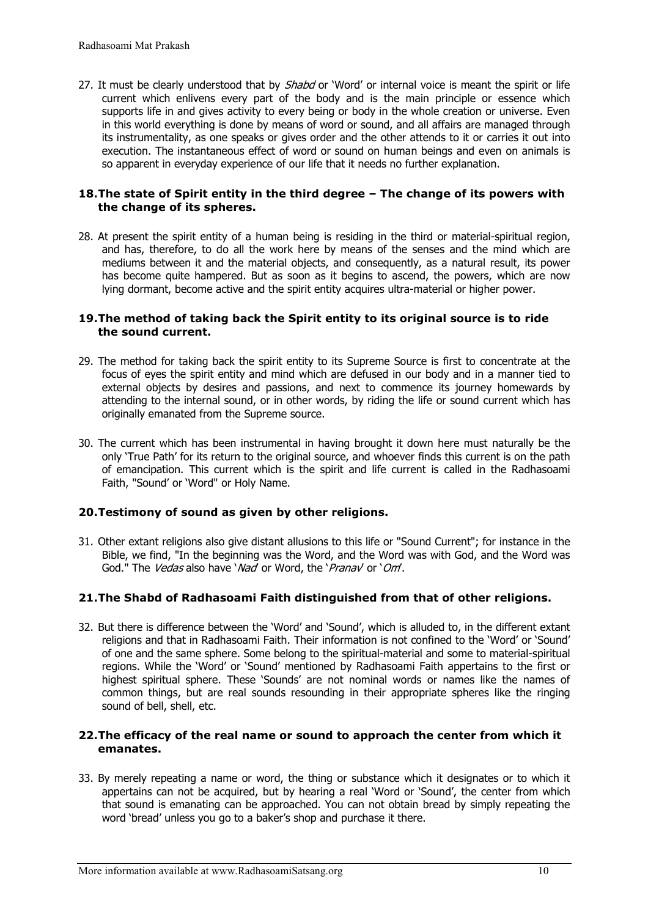27. It must be clearly understood that by *Shabd* or 'Word' or internal voice is meant the spirit or life current which enlivens every part of the body and is the main principle or essence which supports life in and gives activity to every being or body in the whole creation or universe. Even in this world everything is done by means of word or sound, and all affairs are managed through its instrumentality, as one speaks or gives order and the other attends to it or carries it out into execution. The instantaneous effect of word or sound on human beings and even on animals is so apparent in everyday experience of our life that it needs no further explanation.

### 18. The state of Spirit entity in the third degree – The change of its powers with the change of its spheres.

28. At present the spirit entity of a human being is residing in the third or material-spiritual region, and has, therefore, to do all the work here by means of the senses and the mind which are mediums between it and the material objects, and consequently, as a natural result, its power has become quite hampered. But as soon as it begins to ascend, the powers, which are now lying dormant, become active and the spirit entity acquires ultra-material or higher power.

### 19. The method of taking back the Spirit entity to its original source is to ride the sound current.

29. The method for taking back the spirit entity to its Supreme Source is first to concentrate at the focus of eyes the spirit entity and mind which are defused in our body and in a manner tied to external objects by desires and passions, and next to commence its journey homewards by attending to the internal sound, or in other words, by riding the life or sound current which has originally emanated from the Supreme source.

30. The current which has been instrumental in having brought it down here must naturally be the only 'True Path' for its return to the original source, and whoever finds this current is on the path of emancipation. This current which is the spirit and life current is called in the Radhasoami Faith, "Sound' or 'Word" or Holy Name.

### 20. Testimony of sound as given by other religions.

31. Other extant religions also give distant allusions to this life or "Sound Current"; for instance in the Bible, we find, "In the beginning was the Word, and the Word was with God, and the Word was God." The *Vedas* also have '*Nad*' or Word, the '*Pranav*' or '*Om*'.

### 21. The Shabd of Radhasoami Faith distinguished from that of other religions.

32. But there is difference between the 'Word' and 'Sound', which is alluded to, in the different extant religions and that in Radhasoami Faith. Their information is not confined to the 'Word' or 'Sound' of one and the same sphere. Some belong to the spiritual-material and some to material-spiritual regions. While the 'Word' or 'Sound' mentioned by Radhasoami Faith appertains to the first or highest spiritual sphere. These 'Sounds' are not nominal words or names like the names of common things, but are real sounds resounding in their appropriate spheres like the ringing sound of bell, shell, etc.

### 22. The efficacy of the real name or sound to approach the center from which it emanates.

33. By merely repeating a name or word, the thing or substance which it designates or to which it appertains can not be acquired, but by hearing a real 'Word or 'Sound', the center from which that sound is emanating can be approached. You can not obtain bread by simply repeating the word 'bread' unless you go to a baker's shop and purchase it there.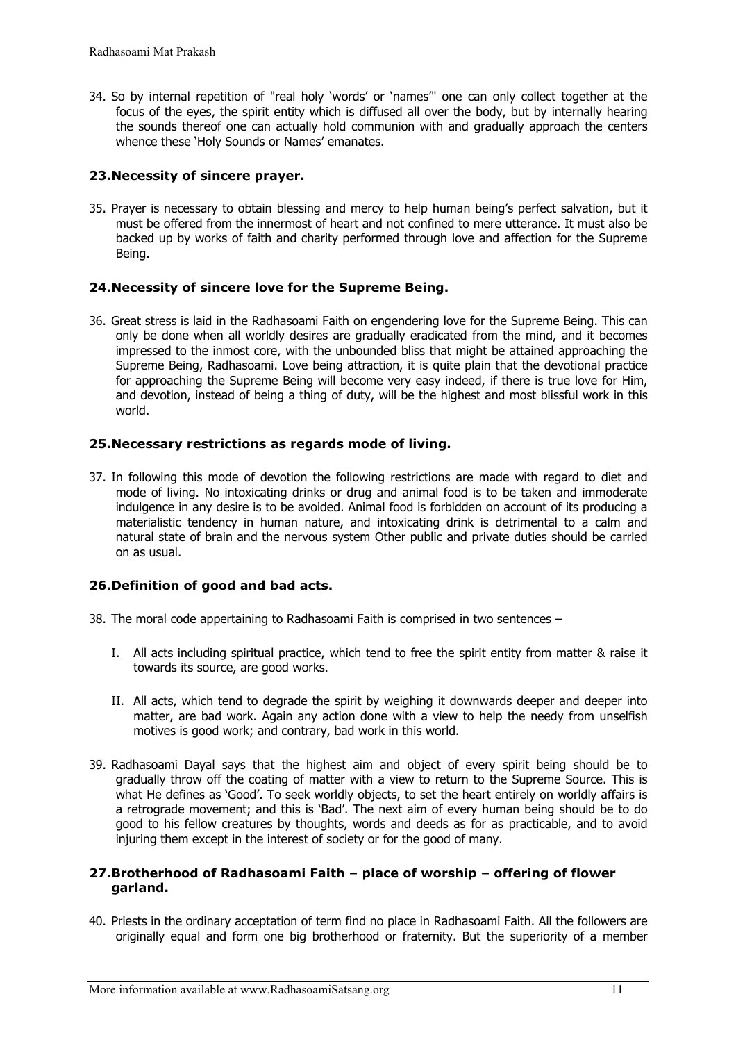34. So by internal repetition of "real holy 'words' or 'names'" one can only collect together at the focus of the eyes, the spirit entity which is diffused all over the body, but by internally hearing the sounds thereof one can actually hold communion with and gradually approach the centers whence these 'Holy Sounds or Names' emanates.

### 23. Necessity of sincere prayer.

35. Prayer is necessary to obtain blessing and mercy to help human being's perfect salvation, but it must be offered from the innermost of heart and not confined to mere utterance. It must also be backed up by works of faith and charity performed through love and affection for the Supreme Being.

### 24. Necessity of sincere love for the Supreme Being.

36. Great stress is laid in the Radhasoami Faith on engendering love for the Supreme Being. This can only be done when all worldly desires are gradually eradicated from the mind, and it becomes impressed to the inmost core, with the unbounded bliss that might be attained approaching the Supreme Being, Radhasoami. Love being attraction, it is quite plain that the devotional practice for approaching the Supreme Being will become very easy indeed, if there is true love for Him, and devotion, instead of being a thing of duty, will be the highest and most blissful work in this world.

### 25. Necessary restrictions as regards mode of living.

37. In following this mode of devotion the following restrictions are made with regard to diet and mode of living. No intoxicating drinks or drug and animal food is to be taken and immoderate indulgence in any desire is to be avoided. Animal food is forbidden on account of its producing a materialistic tendency in human nature, and intoxicating drink is detrimental to a calm and natural state of brain and the nervous system Other public and private duties should be carried on as usual.

### 26. Definition of good and bad acts.

38. The moral code appertaining to Radhasoami Faith is comprised in two sentences –

    I. All acts including spiritual practice, which tend to free the spirit entity from matter & raise it towards its source, are good works.

    II. All acts, which tend to degrade the spirit by weighing it downwards deeper and deeper into matter, are bad work. Again any action done with a view to help the needy from unselfish motives is good work; and contrary, bad work in this world.

39. Radhasoami Dayal says that the highest aim and object of every spirit being should be to gradually throw off the coating of matter with a view to return to the Supreme Source. This is what He defines as 'Good'. To seek worldly objects, to set the heart entirely on worldly affairs is a retrograde movement; and this is 'Bad'. The next aim of every human being should be to do good to his fellow creatures by thoughts, words and deeds as for as practicable, and to avoid injuring them except in the interest of society or for the good of many.

### 27. Brotherhood of Radhasoami Faith – place of worship – offering of flower garland.

40. Priests in the ordinary acceptation of term find no place in Radhasoami Faith. All the followers are originally equal and form one big brotherhood or fraternity. But the superiority of a member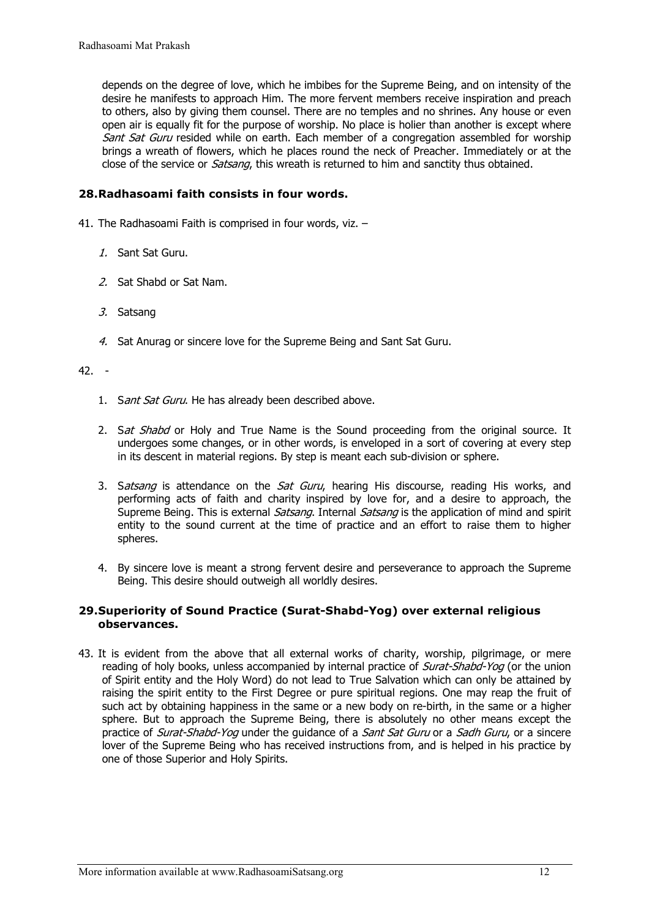depends on the degree of love, which he imbibes for the Supreme Being, and on intensity of the desire he manifests to approach Him. The more fervent members receive inspiration and preach to others, also by giving them counsel. There are no temples and no shrines. Any house or even open air is equally fit for the purpose of worship. No place is holier than another is except where *Sant Sat Guru* resided while on earth. Each member of a congregation assembled for worship brings a wreath of flowers, which he places round the neck of Preacher. Immediately or at the close of the service or *Satsang*, this wreath is returned to him and sanctity thus obtained.

### 28. Radhasoami faith consists in four words.

41. The Radhasoami Faith is comprised in four words, viz. –

    1. Sant Sat Guru.
    2. Sat Shabd or Sat Nam.
    3. Satsang
    4. Sat Anurag or sincere love for the Supreme Being and Sant Sat Guru.

42. -

    1. S*ant Sat Guru*. He has already been described above.
    2. S*at Shabd* or Holy and True Name is the Sound proceeding from the original source. It undergoes some changes, or in other words, is enveloped in a sort of covering at every step in its descent in material regions. By step is meant each sub-division or sphere.
    3. S*atsang* is attendance on the *Sat Guru*, hearing His discourse, reading His works, and performing acts of faith and charity inspired by love for, and a desire to approach, the Supreme Being. This is external *Satsang*. Internal *Satsang* is the application of mind and spirit entity to the sound current at the time of practice and an effort to raise them to higher spheres.
    4. By sincere love is meant a strong fervent desire and perseverance to approach the Supreme Being. This desire should outweigh all worldly desires.

### 29. Superiority of Sound Practice (Surat-Shabd-Yog) over external religious observances.

43. It is evident from the above that all external works of charity, worship, pilgrimage, or mere reading of holy books, unless accompanied by internal practice of *Surat-Shabd-Yog* (or the union of Spirit entity and the Holy Word) do not lead to True Salvation which can only be attained by raising the spirit entity to the First Degree or pure spiritual regions. One may reap the fruit of such act by obtaining happiness in the same or a new body on re-birth, in the same or a higher sphere. But to approach the Supreme Being, there is absolutely no other means except the practice of *Surat-Shabd-Yog* under the guidance of a *Sant Sat Guru* or a *Sadh Guru*, or a sincere lover of the Supreme Being who has received instructions from, and is helped in his practice by one of those Superior and Holy Spirits.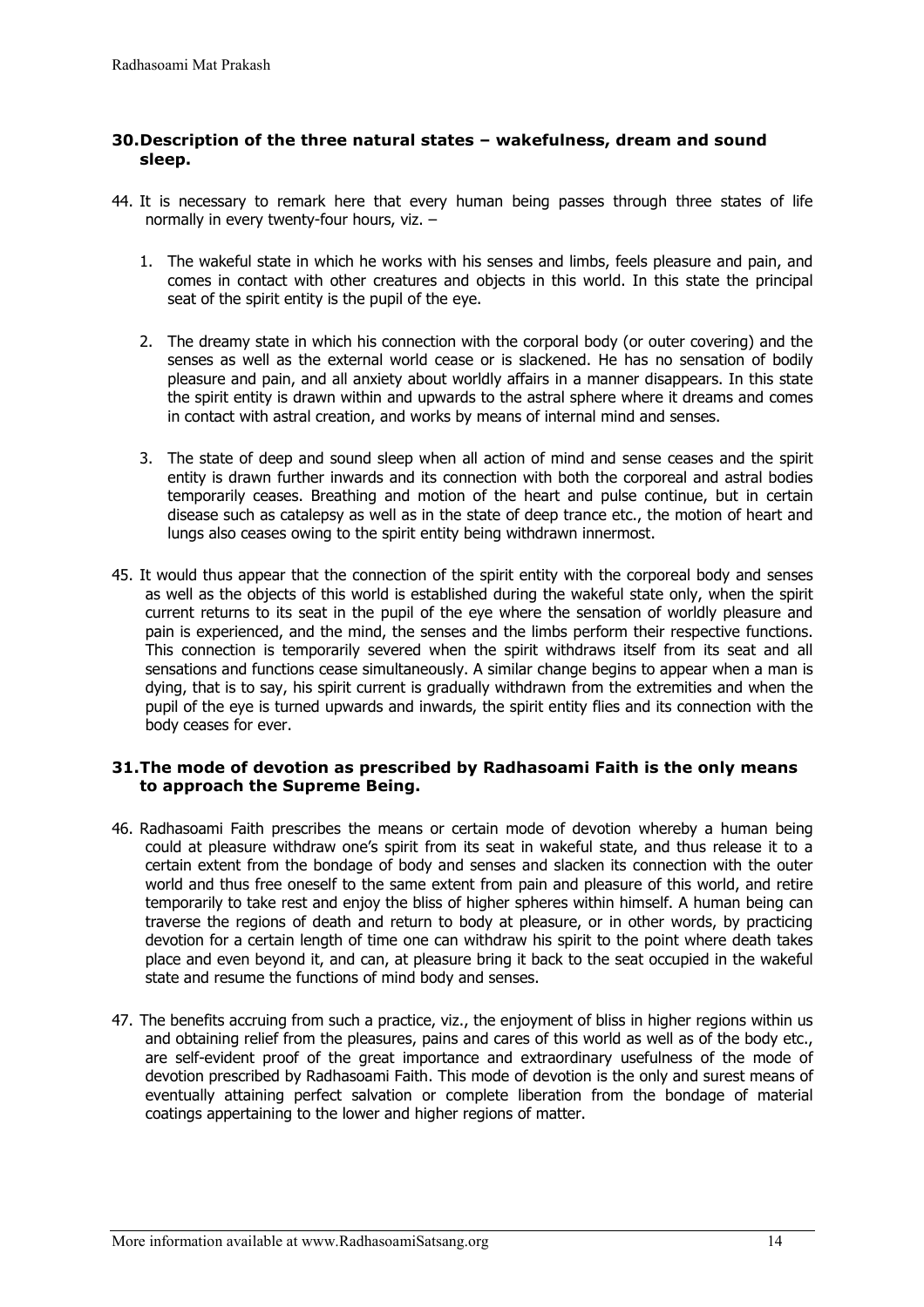### 30. Description of the three natural states – wakefulness, dream and sound sleep.

44. It is necessary to remark here that every human being passes through three states of life normally in every twenty-four hours, viz. –

    1. The wakeful state in which he works with his senses and limbs, feels pleasure and pain, and comes in contact with other creatures and objects in this world. In this state the principal seat of the spirit entity is the pupil of the eye.

    2. The dreamy state in which his connection with the corporal body (or outer covering) and the senses as well as the external world cease or is slackened. He has no sensation of bodily pleasure and pain, and all anxiety about worldly affairs in a manner disappears. In this state the spirit entity is drawn within and upwards to the astral sphere where it dreams and comes in contact with astral creation, and works by means of internal mind and senses.

    3. The state of deep and sound sleep when all action of mind and sense ceases and the spirit entity is drawn further inwards and its connection with both the corporeal and astral bodies temporarily ceases. Breathing and motion of the heart and pulse continue, but in certain disease such as catalepsy as well as in the state of deep trance etc., the motion of heart and lungs also ceases owing to the spirit entity being withdrawn innermost.

45. It would thus appear that the connection of the spirit entity with the corporeal body and senses as well as the objects of this world is established during the wakeful state only, when the spirit current returns to its seat in the pupil of the eye where the sensation of worldly pleasure and pain is experienced, and the mind, the senses and the limbs perform their respective functions. This connection is temporarily severed when the spirit withdraws itself from its seat and all sensations and functions cease simultaneously. A similar change begins to appear when a man is dying, that is to say, his spirit current is gradually withdrawn from the extremities and when the pupil of the eye is turned upwards and inwards, the spirit entity flies and its connection with the body ceases for ever.

### 31. The mode of devotion as prescribed by Radhasoami Faith is the only means to approach the Supreme Being.

46. Radhasoami Faith prescribes the means or certain mode of devotion whereby a human being could at pleasure withdraw one's spirit from its seat in wakeful state, and thus release it to a certain extent from the bondage of body and senses and slacken its connection with the outer world and thus free oneself to the same extent from pain and pleasure of this world, and retire temporarily to take rest and enjoy the bliss of higher spheres within himself. A human being can traverse the regions of death and return to body at pleasure, or in other words, by practicing devotion for a certain length of time one can withdraw his spirit to the point where death takes place and even beyond it, and can, at pleasure bring it back to the seat occupied in the wakeful state and resume the functions of mind body and senses.

47. The benefits accruing from such a practice, viz., the enjoyment of bliss in higher regions within us and obtaining relief from the pleasures, pains and cares of this world as well as of the body etc., are self-evident proof of the great importance and extraordinary usefulness of the mode of devotion prescribed by Radhasoami Faith. This mode of devotion is the only and surest means of eventually attaining perfect salvation or complete liberation from the bondage of material coatings appertaining to the lower and higher regions of matter.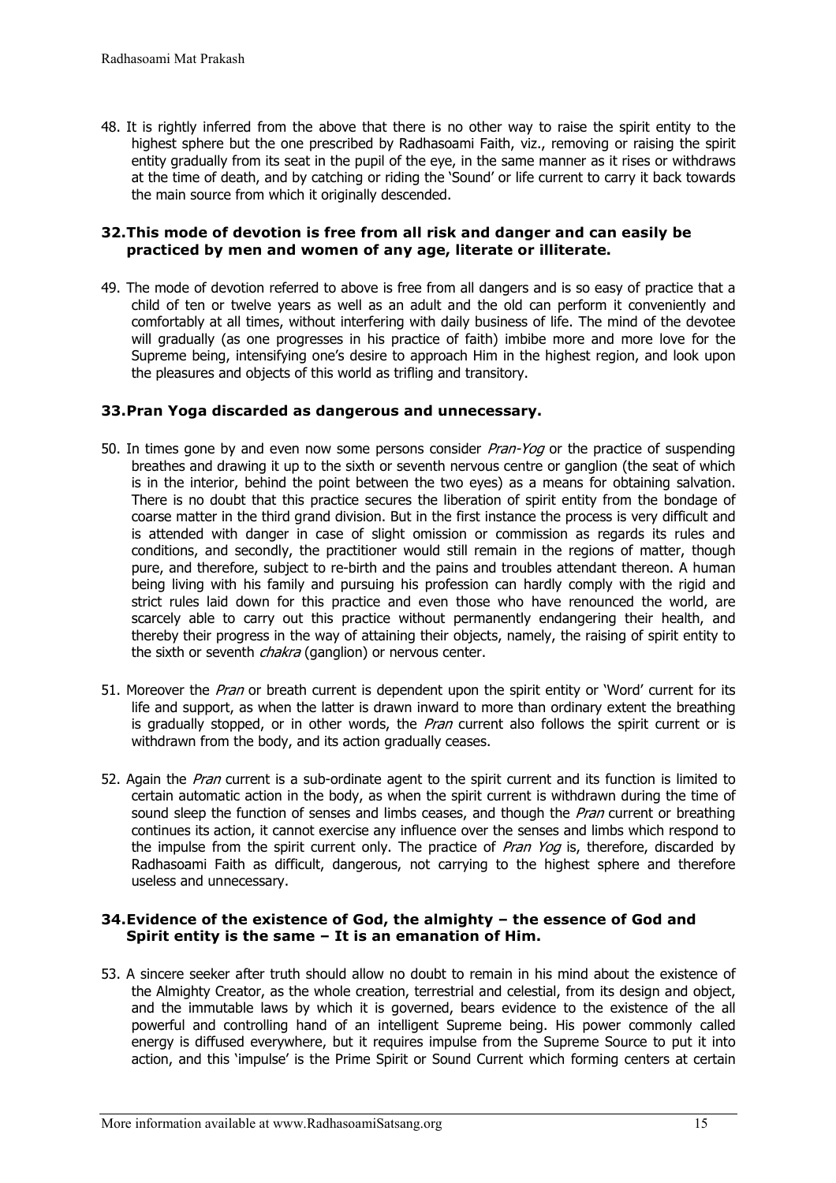48. It is rightly inferred from the above that there is no other way to raise the spirit entity to the highest sphere but the one prescribed by Radhasoami Faith, viz., removing or raising the spirit entity gradually from its seat in the pupil of the eye, in the same manner as it rises or withdraws at the time of death, and by catching or riding the 'Sound' or life current to carry it back towards the main source from which it originally descended.

### 32. This mode of devotion is free from all risk and danger and can easily be practiced by men and women of any age, literate or illiterate.

49. The mode of devotion referred to above is free from all dangers and is so easy of practice that a child of ten or twelve years as well as an adult and the old can perform it conveniently and comfortably at all times, without interfering with daily business of life. The mind of the devotee will gradually (as one progresses in his practice of faith) imbibe more and more love for the Supreme being, intensifying one's desire to approach Him in the highest region, and look upon the pleasures and objects of this world as trifling and transitory.

### 33. Pran Yoga discarded as dangerous and unnecessary.

50. In times gone by and even now some persons consider *Pran-Yog* or the practice of suspending breathes and drawing it up to the sixth or seventh nervous centre or ganglion (the seat of which is in the interior, behind the point between the two eyes) as a means for obtaining salvation. There is no doubt that this practice secures the liberation of spirit entity from the bondage of coarse matter in the third grand division. But in the first instance the process is very difficult and is attended with danger in case of slight omission or commission as regards its rules and conditions, and secondly, the practitioner would still remain in the regions of matter, though pure, and therefore, subject to re-birth and the pains and troubles attendant thereon. A human being living with his family and pursuing his profession can hardly comply with the rigid and strict rules laid down for this practice and even those who have renounced the world, are scarcely able to carry out this practice without permanently endangering their health, and thereby their progress in the way of attaining their objects, namely, the raising of spirit entity to the sixth or seventh *chakra* (ganglion) or nervous center.

51. Moreover the *Pran* or breath current is dependent upon the spirit entity or 'Word' current for its life and support, as when the latter is drawn inward to more than ordinary extent the breathing is gradually stopped, or in other words, the *Pran* current also follows the spirit current or is withdrawn from the body, and its action gradually ceases.

52. Again the *Pran* current is a sub-ordinate agent to the spirit current and its function is limited to certain automatic action in the body, as when the spirit current is withdrawn during the time of sound sleep the function of senses and limbs ceases, and though the *Pran* current or breathing continues its action, it cannot exercise any influence over the senses and limbs which respond to the impulse from the spirit current only. The practice of *Pran Yog* is, therefore, discarded by Radhasoami Faith as difficult, dangerous, not carrying to the highest sphere and therefore useless and unnecessary.

### 34. Evidence of the existence of God, the almighty – the essence of God and Spirit entity is the same – It is an emanation of Him.

53. A sincere seeker after truth should allow no doubt to remain in his mind about the existence of the Almighty Creator, as the whole creation, terrestrial and celestial, from its design and object, and the immutable laws by which it is governed, bears evidence to the existence of the all powerful and controlling hand of an intelligent Supreme being. His power commonly called energy is diffused everywhere, but it requires impulse from the Supreme Source to put it into action, and this 'impulse' is the Prime Spirit or Sound Current which forming centers at certain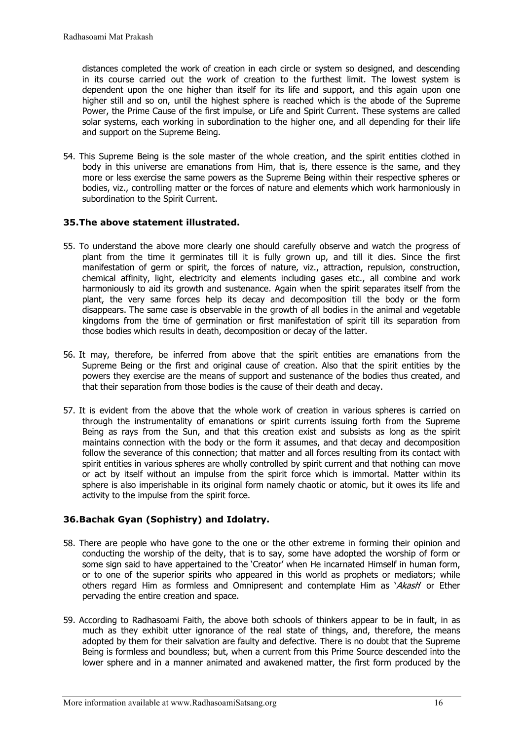distances completed the work of creation in each circle or system so designed, and descending in its course carried out the work of creation to the furthest limit. The lowest system is dependent upon the one higher than itself for its life and support, and this again upon one higher still and so on, until the highest sphere is reached which is the abode of the Supreme Power, the Prime Cause of the first impulse, or Life and Spirit Current. These systems are called solar systems, each working in subordination to the higher one, and all depending for their life and support on the Supreme Being.

54. This Supreme Being is the sole master of the whole creation, and the spirit entities clothed in body in this universe are emanations from Him, that is, there essence is the same, and they more or less exercise the same powers as the Supreme Being within their respective spheres or bodies, viz., controlling matter or the forces of nature and elements which work harmoniously in subordination to the Spirit Current.

### 35.The above statement illustrated.

55. To understand the above more clearly one should carefully observe and watch the progress of plant from the time it germinates till it is fully grown up, and till it dies. Since the first manifestation of germ or spirit, the forces of nature, viz., attraction, repulsion, construction, chemical affinity, light, electricity and elements including gases etc., all combine and work harmoniously to aid its growth and sustenance. Again when the spirit separates itself from the plant, the very same forces help its decay and decomposition till the body or the form disappears. The same case is observable in the growth of all bodies in the animal and vegetable kingdoms from the time of germination or first manifestation of spirit till its separation from those bodies which results in death, decomposition or decay of the latter.

56. It may, therefore, be inferred from above that the spirit entities are emanations from the Supreme Being or the first and original cause of creation. Also that the spirit entities by the powers they exercise are the means of support and sustenance of the bodies thus created, and that their separation from those bodies is the cause of their death and decay.

57. It is evident from the above that the whole work of creation in various spheres is carried on through the instrumentality of emanations or spirit currents issuing forth from the Supreme Being as rays from the Sun, and that this creation exist and subsists as long as the spirit maintains connection with the body or the form it assumes, and that decay and decomposition follow the severance of this connection; that matter and all forces resulting from its contact with spirit entities in various spheres are wholly controlled by spirit current and that nothing can move or act by itself without an impulse from the spirit force which is immortal. Matter within its sphere is also imperishable in its original form namely chaotic or atomic, but it owes its life and activity to the impulse from the spirit force.

### 36.Bachak Gyan (Sophistry) and Idolatry.

58. There are people who have gone to the one or the other extreme in forming their opinion and conducting the worship of the deity, that is to say, some have adopted the worship of form or some sign said to have appertained to the 'Creator' when He incarnated Himself in human form, or to one of the superior spirits who appeared in this world as prophets or mediators; while others regard Him as formless and Omnipresent and contemplate Him as '*Akash*' or Ether pervading the entire creation and space.

59. According to Radhasoami Faith, the above both schools of thinkers appear to be in fault, in as much as they exhibit utter ignorance of the real state of things, and, therefore, the means adopted by them for their salvation are faulty and defective. There is no doubt that the Supreme Being is formless and boundless; but, when a current from this Prime Source descended into the lower sphere and in a manner animated and awakened matter, the first form produced by the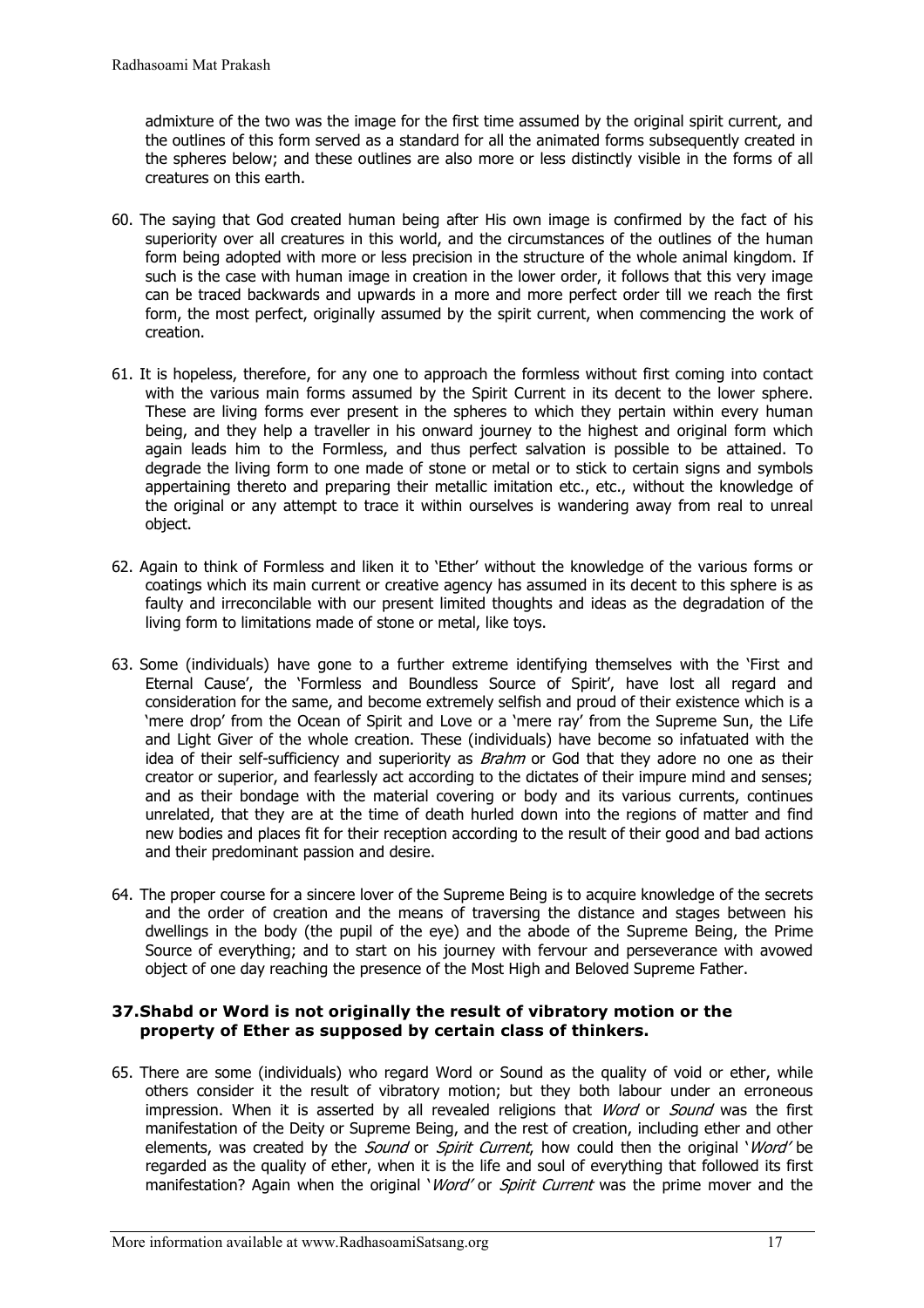admixture of the two was the image for the first time assumed by the original spirit current, and the outlines of this form served as a standard for all the animated forms subsequently created in the spheres below; and these outlines are also more or less distinctly visible in the forms of all creatures on this earth.

60. The saying that God created human being after His own image is confirmed by the fact of his superiority over all creatures in this world, and the circumstances of the outlines of the human form being adopted with more or less precision in the structure of the whole animal kingdom. If such is the case with human image in creation in the lower order, it follows that this very image can be traced backwards and upwards in a more and more perfect order till we reach the first form, the most perfect, originally assumed by the spirit current, when commencing the work of creation.

61. It is hopeless, therefore, for any one to approach the formless without first coming into contact with the various main forms assumed by the Spirit Current in its decent to the lower sphere. These are living forms ever present in the spheres to which they pertain within every human being, and they help a traveller in his onward journey to the highest and original form which again leads him to the Formless, and thus perfect salvation is possible to be attained. To degrade the living form to one made of stone or metal or to stick to certain signs and symbols appertaining thereto and preparing their metallic imitation etc., etc., without the knowledge of the original or any attempt to trace it within ourselves is wandering away from real to unreal object.

62. Again to think of Formless and liken it to 'Ether' without the knowledge of the various forms or coatings which its main current or creative agency has assumed in its decent to this sphere is as faulty and irreconcilable with our present limited thoughts and ideas as the degradation of the living form to limitations made of stone or metal, like toys.

63. Some (individuals) have gone to a further extreme identifying themselves with the 'First and Eternal Cause', the 'Formless and Boundless Source of Spirit', have lost all regard and consideration for the same, and become extremely selfish and proud of their existence which is a 'mere drop' from the Ocean of Spirit and Love or a 'mere ray' from the Supreme Sun, the Life and Light Giver of the whole creation. These (individuals) have become so infatuated with the idea of their self-sufficiency and superiority as *Brahm* or God that they adore no one as their creator or superior, and fearlessly act according to the dictates of their impure mind and senses; and as their bondage with the material covering or body and its various currents, continues unrelated, that they are at the time of death hurled down into the regions of matter and find new bodies and places fit for their reception according to the result of their good and bad actions and their predominant passion and desire.

64. The proper course for a sincere lover of the Supreme Being is to acquire knowledge of the secrets and the order of creation and the means of traversing the distance and stages between his dwellings in the body (the pupil of the eye) and the abode of the Supreme Being, the Prime Source of everything; and to start on his journey with fervour and perseverance with avowed object of one day reaching the presence of the Most High and Beloved Supreme Father.

### 37. Shabd or Word is not originally the result of vibratory motion or the property of Ether as supposed by certain class of thinkers.

65. There are some (individuals) who regard Word or Sound as the quality of void or ether, while others consider it the result of vibratory motion; but they both labour under an erroneous impression. When it is asserted by all revealed religions that *Word* or *Sound* was the first manifestation of the Deity or Supreme Being, and the rest of creation, including ether and other elements, was created by the *Sound* or *Spirit Current*, how could then the original '*Word*' be regarded as the quality of ether, when it is the life and soul of everything that followed its first manifestation? Again when the original '*Word*' or *Spirit Current* was the prime mover and the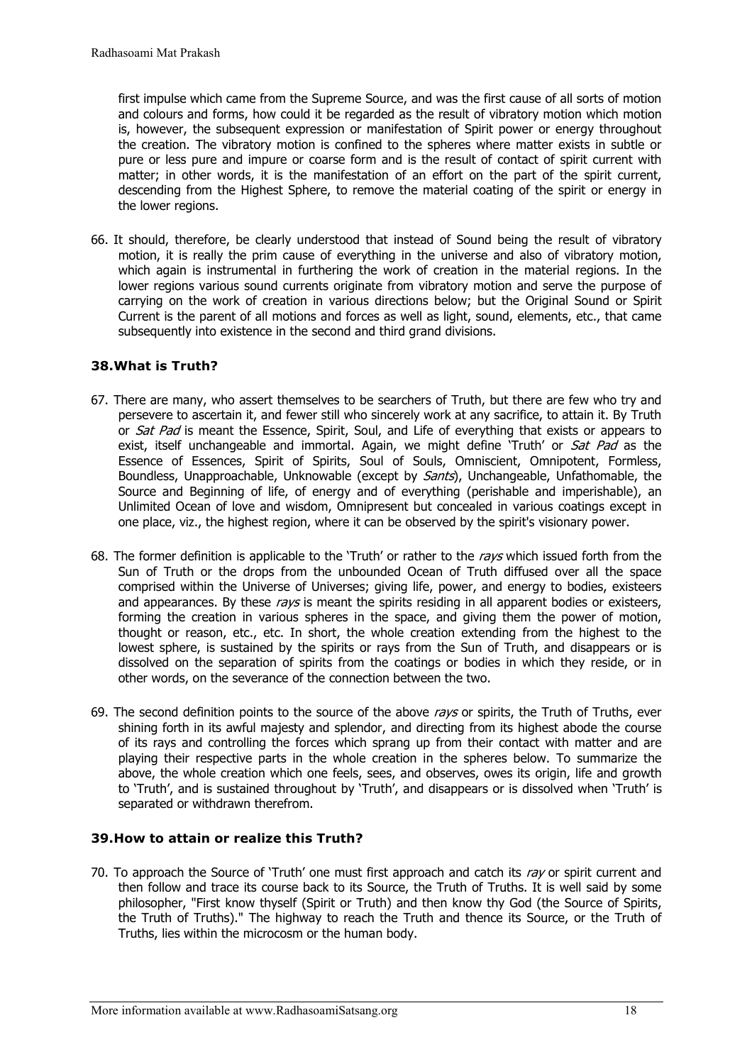first impulse which came from the Supreme Source, and was the first cause of all sorts of motion and colours and forms, how could it be regarded as the result of vibratory motion which motion is, however, the subsequent expression or manifestation of Spirit power or energy throughout the creation. The vibratory motion is confined to the spheres where matter exists in subtle or pure or less pure and impure or coarse form and is the result of contact of spirit current with matter; in other words, it is the manifestation of an effort on the part of the spirit current, descending from the Highest Sphere, to remove the material coating of the spirit or energy in the lower regions.

66. It should, therefore, be clearly understood that instead of Sound being the result of vibratory motion, it is really the prim cause of everything in the universe and also of vibratory motion, which again is instrumental in furthering the work of creation in the material regions. In the lower regions various sound currents originate from vibratory motion and serve the purpose of carrying on the work of creation in various directions below; but the Original Sound or Spirit Current is the parent of all motions and forces as well as light, sound, elements, etc., that came subsequently into existence in the second and third grand divisions.

### 38. What is Truth?

67. There are many, who assert themselves to be searchers of Truth, but there are few who try and persevere to ascertain it, and fewer still who sincerely work at any sacrifice, to attain it. By Truth or *Sat Pad* is meant the Essence, Spirit, Soul, and Life of everything that exists or appears to exist, itself unchangeable and immortal. Again, we might define 'Truth' or *Sat Pad* as the Essence of Essences, Spirit of Spirits, Soul of Souls, Omniscient, Omnipotent, Formless, Boundless, Unapproachable, Unknowable (except by *Sants*), Unchangeable, Unfathomable, the Source and Beginning of life, of energy and of everything (perishable and imperishable), an Unlimited Ocean of love and wisdom, Omnipresent but concealed in various coatings except in one place, viz., the highest region, where it can be observed by the spirit's visionary power.

68. The former definition is applicable to the 'Truth' or rather to the *rays* which issued forth from the Sun of Truth or the drops from the unbounded Ocean of Truth diffused over all the space comprised within the Universe of Universes; giving life, power, and energy to bodies, existeers and appearances. By these *rays* is meant the spirits residing in all apparent bodies or existeers, forming the creation in various spheres in the space, and giving them the power of motion, thought or reason, etc., etc. In short, the whole creation extending from the highest to the lowest sphere, is sustained by the spirits or rays from the Sun of Truth, and disappears or is dissolved on the separation of spirits from the coatings or bodies in which they reside, or in other words, on the severance of the connection between the two.

69. The second definition points to the source of the above *rays* or spirits, the Truth of Truths, ever shining forth in its awful majesty and splendor, and directing from its highest abode the course of its rays and controlling the forces which sprang up from their contact with matter and are playing their respective parts in the whole creation in the spheres below. To summarize the above, the whole creation which one feels, sees, and observes, owes its origin, life and growth to 'Truth', and is sustained throughout by 'Truth', and disappears or is dissolved when 'Truth' is separated or withdrawn therefrom.

### 39. How to attain or realize this Truth?

70. To approach the Source of 'Truth' one must first approach and catch its *ray* or spirit current and then follow and trace its course back to its Source, the Truth of Truths. It is well said by some philosopher, "First know thyself (Spirit or Truth) and then know thy God (the Source of Spirits, the Truth of Truths)." The highway to reach the Truth and thence its Source, or the Truth of Truths, lies within the microcosm or the human body.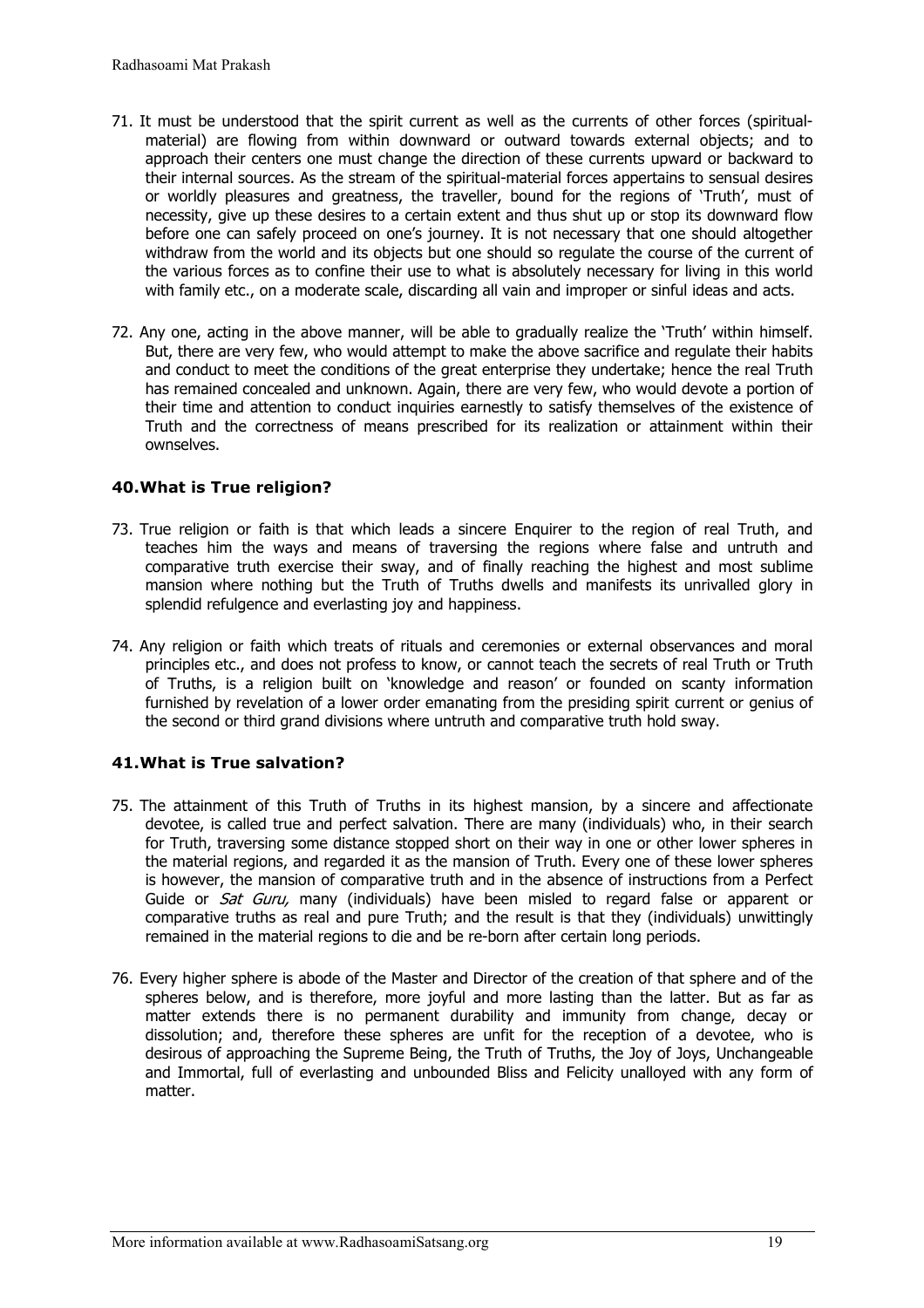71. It must be understood that the spirit current as well as the currents of other forces (spiritual-material) are flowing from within downward or outward towards external objects; and to approach their centers one must change the direction of these currents upward or backward to their internal sources. As the stream of the spiritual-material forces appertains to sensual desires or worldly pleasures and greatness, the traveller, bound for the regions of 'Truth', must of necessity, give up these desires to a certain extent and thus shut up or stop its downward flow before one can safely proceed on one's journey. It is not necessary that one should altogether withdraw from the world and its objects but one should so regulate the course of the current of the various forces as to confine their use to what is absolutely necessary for living in this world with family etc., on a moderate scale, discarding all vain and improper or sinful ideas and acts.

72. Any one, acting in the above manner, will be able to gradually realize the 'Truth' within himself. But, there are very few, who would attempt to make the above sacrifice and regulate their habits and conduct to meet the conditions of the great enterprise they undertake; hence the real Truth has remained concealed and unknown. Again, there are very few, who would devote a portion of their time and attention to conduct inquiries earnestly to satisfy themselves of the existence of Truth and the correctness of means prescribed for its realization or attainment within their ownselves.

### 40.What is True religion?

73. True religion or faith is that which leads a sincere Enquirer to the region of real Truth, and teaches him the ways and means of traversing the regions where false and untruth and comparative truth exercise their sway, and of finally reaching the highest and most sublime mansion where nothing but the Truth of Truths dwells and manifests its unrivalled glory in splendid refulgence and everlasting joy and happiness.

74. Any religion or faith which treats of rituals and ceremonies or external observances and moral principles etc., and does not profess to know, or cannot teach the secrets of real Truth or Truth of Truths, is a religion built on 'knowledge and reason' or founded on scanty information furnished by revelation of a lower order emanating from the presiding spirit current or genius of the second or third grand divisions where untruth and comparative truth hold sway.

### 41.What is True salvation?

75. The attainment of this Truth of Truths in its highest mansion, by a sincere and affectionate devotee, is called true and perfect salvation. There are many (individuals) who, in their search for Truth, traversing some distance stopped short on their way in one or other lower spheres in the material regions, and regarded it as the mansion of Truth. Every one of these lower spheres is however, the mansion of comparative truth and in the absence of instructions from a Perfect Guide or *Sat Guru,* many (individuals) have been misled to regard false or apparent or comparative truths as real and pure Truth; and the result is that they (individuals) unwittingly remained in the material regions to die and be re-born after certain long periods.

76. Every higher sphere is abode of the Master and Director of the creation of that sphere and of the spheres below, and is therefore, more joyful and more lasting than the latter. But as far as matter extends there is no permanent durability and immunity from change, decay or dissolution; and, therefore these spheres are unfit for the reception of a devotee, who is desirous of approaching the Supreme Being, the Truth of Truths, the Joy of Joys, Unchangeable and Immortal, full of everlasting and unbounded Bliss and Felicity unalloyed with any form of matter.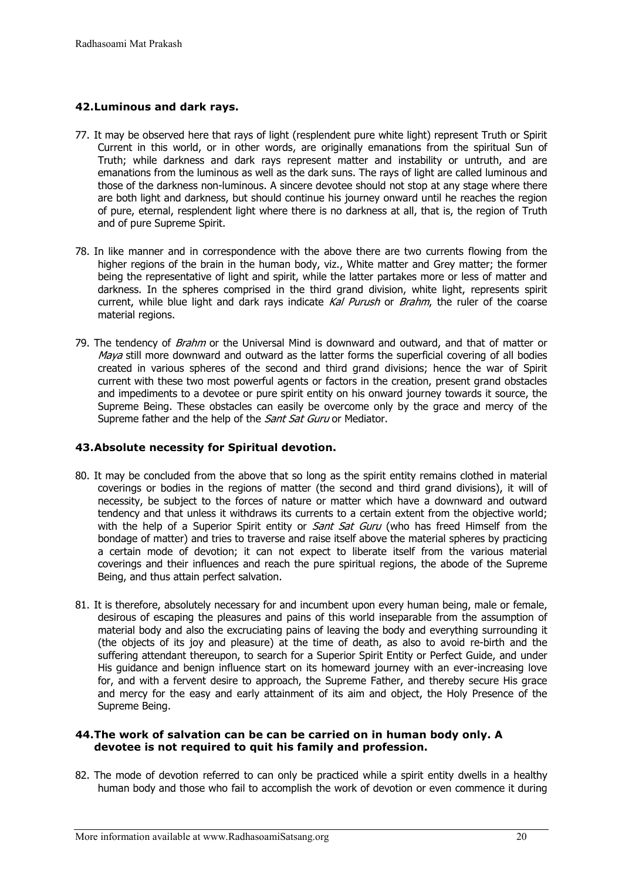### 42. Luminous and dark rays.

77. It may be observed here that rays of light (resplendent pure white light) represent Truth or Spirit Current in this world, or in other words, are originally emanations from the spiritual Sun of Truth; while darkness and dark rays represent matter and instability or untruth, and are emanations from the luminous as well as the dark suns. The rays of light are called luminous and those of the darkness non-luminous. A sincere devotee should not stop at any stage where there are both light and darkness, but should continue his journey onward until he reaches the region of pure, eternal, resplendent light where there is no darkness at all, that is, the region of Truth and of pure Supreme Spirit.

78. In like manner and in correspondence with the above there are two currents flowing from the higher regions of the brain in the human body, viz., White matter and Grey matter; the former being the representative of light and spirit, while the latter partakes more or less of matter and darkness. In the spheres comprised in the third grand division, white light, represents spirit current, while blue light and dark rays indicate *Kal Purush* or *Brahm*, the ruler of the coarse material regions.

79. The tendency of *Brahm* or the Universal Mind is downward and outward, and that of matter or *Maya* still more downward and outward as the latter forms the superficial covering of all bodies created in various spheres of the second and third grand divisions; hence the war of Spirit current with these two most powerful agents or factors in the creation, present grand obstacles and impediments to a devotee or pure spirit entity on his onward journey towards it source, the Supreme Being. These obstacles can easily be overcome only by the grace and mercy of the Supreme father and the help of the *Sant Sat Guru* or Mediator.

### 43. Absolute necessity for Spiritual devotion.

80. It may be concluded from the above that so long as the spirit entity remains clothed in material coverings or bodies in the regions of matter (the second and third grand divisions), it will of necessity, be subject to the forces of nature or matter which have a downward and outward tendency and that unless it withdraws its currents to a certain extent from the objective world; with the help of a Superior Spirit entity or *Sant Sat Guru* (who has freed Himself from the bondage of matter) and tries to traverse and raise itself above the material spheres by practicing a certain mode of devotion; it can not expect to liberate itself from the various material coverings and their influences and reach the pure spiritual regions, the abode of the Supreme Being, and thus attain perfect salvation.

81. It is therefore, absolutely necessary for and incumbent upon every human being, male or female, desirous of escaping the pleasures and pains of this world inseparable from the assumption of material body and also the excruciating pains of leaving the body and everything surrounding it (the objects of its joy and pleasure) at the time of death, as also to avoid re-birth and the suffering attendant thereupon, to search for a Superior Spirit Entity or Perfect Guide, and under His guidance and benign influence start on its homeward journey with an ever-increasing love for, and with a fervent desire to approach, the Supreme Father, and thereby secure His grace and mercy for the easy and early attainment of its aim and object, the Holy Presence of the Supreme Being.

### 44. The work of salvation can be can be carried on in human body only. A devotee is not required to quit his family and profession.

82. The mode of devotion referred to can only be practiced while a spirit entity dwells in a healthy human body and those who fail to accomplish the work of devotion or even commence it during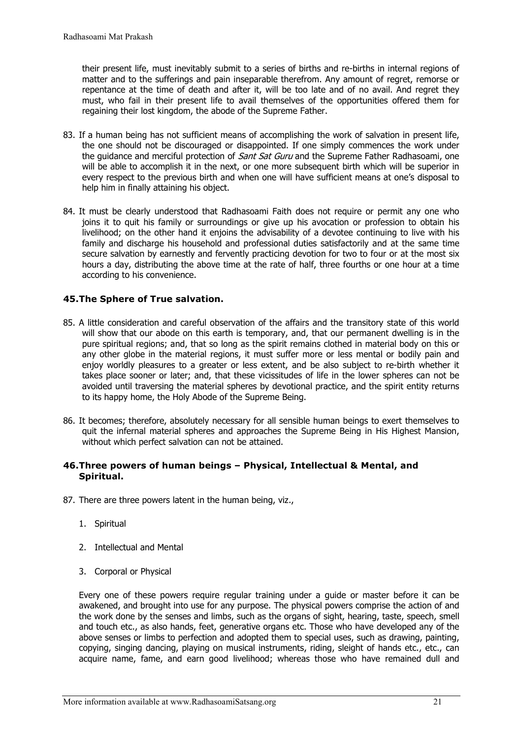their present life, must inevitably submit to a series of births and re-births in internal regions of matter and to the sufferings and pain inseparable therefrom. Any amount of regret, remorse or repentance at the time of death and after it, will be too late and of no avail. And regret they must, who fail in their present life to avail themselves of the opportunities offered them for regaining their lost kingdom, the abode of the Supreme Father.

83. If a human being has not sufficient means of accomplishing the work of salvation in present life, the one should not be discouraged or disappointed. If one simply commences the work under the guidance and merciful protection of *Sant Sat Guru* and the Supreme Father Radhasoami, one will be able to accomplish it in the next, or one more subsequent birth which will be superior in every respect to the previous birth and when one will have sufficient means at one's disposal to help him in finally attaining his object.

84. It must be clearly understood that Radhasoami Faith does not require or permit any one who joins it to quit his family or surroundings or give up his avocation or profession to obtain his livelihood; on the other hand it enjoins the advisability of a devotee continuing to live with his family and discharge his household and professional duties satisfactorily and at the same time secure salvation by earnestly and fervently practicing devotion for two to four or at the most six hours a day, distributing the above time at the rate of half, three fourths or one hour at a time according to his convenience.

### 45.The Sphere of True salvation.

85. A little consideration and careful observation of the affairs and the transitory state of this world will show that our abode on this earth is temporary, and, that our permanent dwelling is in the pure spiritual regions; and, that so long as the spirit remains clothed in material body on this or any other globe in the material regions, it must suffer more or less mental or bodily pain and enjoy worldly pleasures to a greater or less extent, and be also subject to re-birth whether it takes place sooner or later; and, that these vicissitudes of life in the lower spheres can not be avoided until traversing the material spheres by devotional practice, and the spirit entity returns to its happy home, the Holy Abode of the Supreme Being.

86. It becomes; therefore, absolutely necessary for all sensible human beings to exert themselves to quit the infernal material spheres and approaches the Supreme Being in His Highest Mansion, without which perfect salvation can not be attained.

### 46.Three powers of human beings – Physical, Intellectual & Mental, and Spiritual.

87. There are three powers latent in the human being, viz.,

    1. Spiritual

    2. Intellectual and Mental

    3. Corporal or Physical

    Every one of these powers require regular training under a guide or master before it can be awakened, and brought into use for any purpose. The physical powers comprise the action of and the work done by the senses and limbs, such as the organs of sight, hearing, taste, speech, smell and touch etc., as also hands, feet, generative organs etc. Those who have developed any of the above senses or limbs to perfection and adopted them to special uses, such as drawing, painting, copying, singing dancing, playing on musical instruments, riding, sleight of hands etc., etc., can acquire name, fame, and earn good livelihood; whereas those who have remained dull and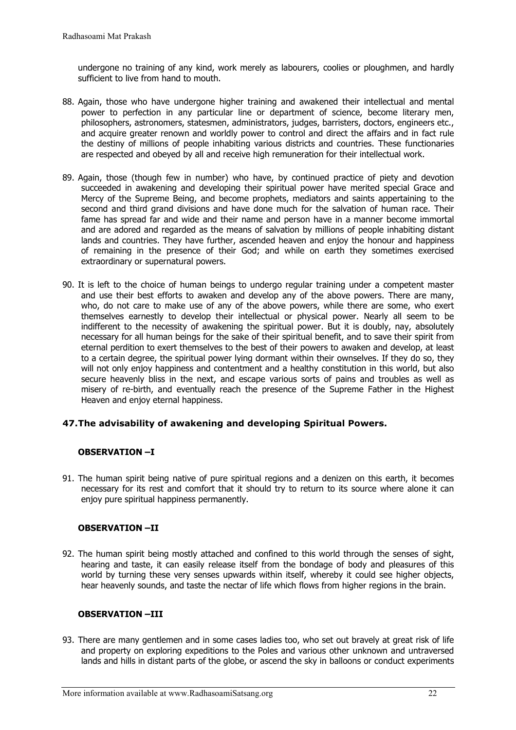undergone no training of any kind, work merely as labourers, coolies or ploughmen, and hardly sufficient to live from hand to mouth.

88. Again, those who have undergone higher training and awakened their intellectual and mental power to perfection in any particular line or department of science, become literary men, philosophers, astronomers, statesmen, administrators, judges, barristers, doctors, engineers etc., and acquire greater renown and worldly power to control and direct the affairs and in fact rule the destiny of millions of people inhabiting various districts and countries. These functionaries are respected and obeyed by all and receive high remuneration for their intellectual work.

89. Again, those (though few in number) who have, by continued practice of piety and devotion succeeded in awakening and developing their spiritual power have merited special Grace and Mercy of the Supreme Being, and become prophets, mediators and saints appertaining to the second and third grand divisions and have done much for the salvation of human race. Their fame has spread far and wide and their name and person have in a manner become immortal and are adored and regarded as the means of salvation by millions of people inhabiting distant lands and countries. They have further, ascended heaven and enjoy the honour and happiness of remaining in the presence of their God; and while on earth they sometimes exercised extraordinary or supernatural powers.

90. It is left to the choice of human beings to undergo regular training under a competent master and use their best efforts to awaken and develop any of the above powers. There are many, who, do not care to make use of any of the above powers, while there are some, who exert themselves earnestly to develop their intellectual or physical power. Nearly all seem to be indifferent to the necessity of awakening the spiritual power. But it is doubly, nay, absolutely necessary for all human beings for the sake of their spiritual benefit, and to save their spirit from eternal perdition to exert themselves to the best of their powers to awaken and develop, at least to a certain degree, the spiritual power lying dormant within their ownselves. If they do so, they will not only enjoy happiness and contentment and a healthy constitution in this world, but also secure heavenly bliss in the next, and escape various sorts of pains and troubles as well as misery of re-birth, and eventually reach the presence of the Supreme Father in the Highest Heaven and enjoy eternal happiness.

### 47.The advisability of awakening and developing Spiritual Powers.

**OBSERVATION –I**

91. The human spirit being native of pure spiritual regions and a denizen on this earth, it becomes necessary for its rest and comfort that it should try to return to its source where alone it can enjoy pure spiritual happiness permanently.

**OBSERVATION –II**

92. The human spirit being mostly attached and confined to this world through the senses of sight, hearing and taste, it can easily release itself from the bondage of body and pleasures of this world by turning these very senses upwards within itself, whereby it could see higher objects, hear heavenly sounds, and taste the nectar of life which flows from higher regions in the brain.

**OBSERVATION –III**

93. There are many gentlemen and in some cases ladies too, who set out bravely at great risk of life and property on exploring expeditions to the Poles and various other unknown and untraversed lands and hills in distant parts of the globe, or ascend the sky in balloons or conduct experiments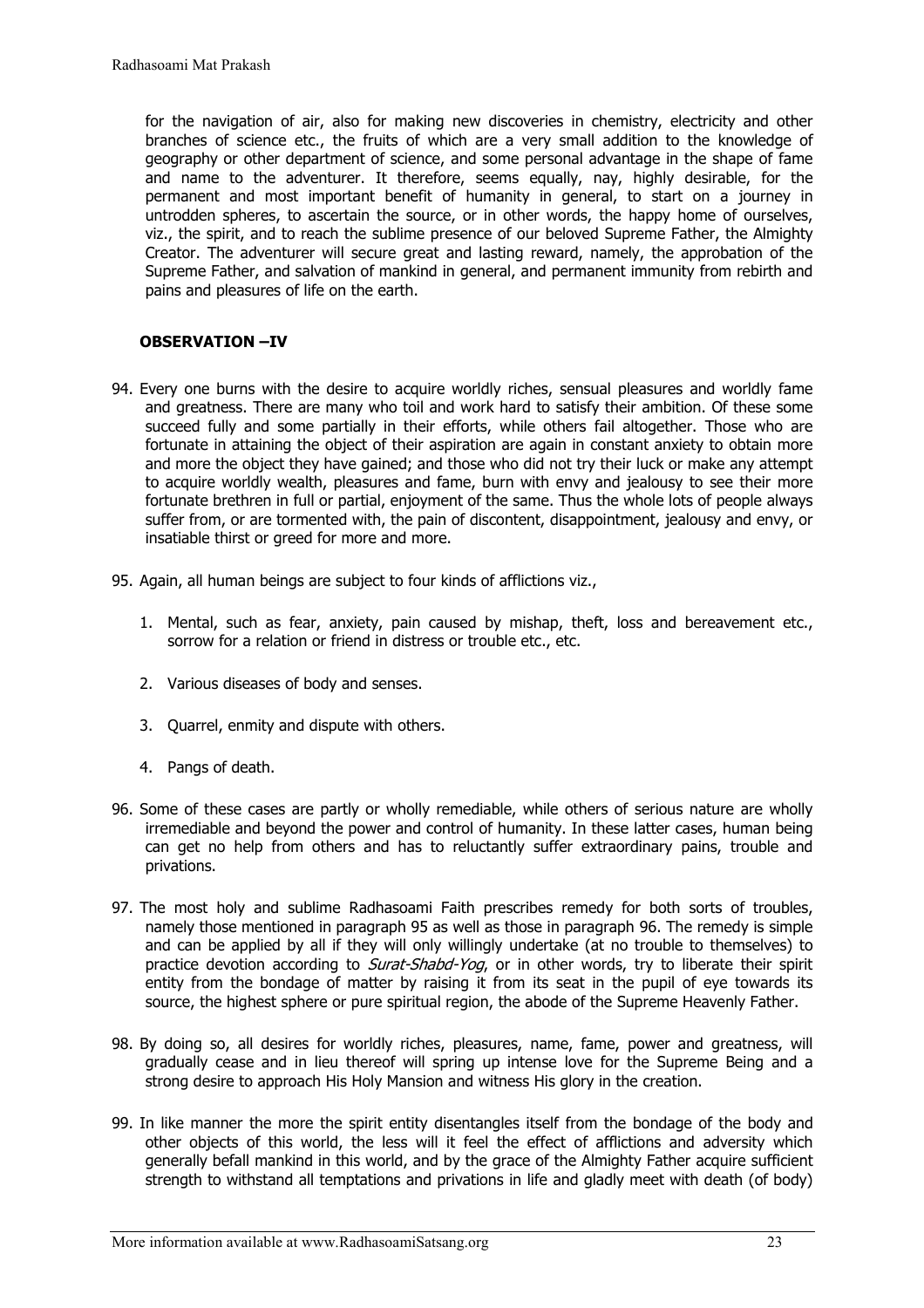for the navigation of air, also for making new discoveries in chemistry, electricity and other branches of science etc., the fruits of which are a very small addition to the knowledge of geography or other department of science, and some personal advantage in the shape of fame and name to the adventurer. It therefore, seems equally, nay, highly desirable, for the permanent and most important benefit of humanity in general, to start on a journey in untrodden spheres, to ascertain the source, or in other words, the happy home of ourselves, viz., the spirit, and to reach the sublime presence of our beloved Supreme Father, the Almighty Creator. The adventurer will secure great and lasting reward, namely, the approbation of the Supreme Father, and salvation of mankind in general, and permanent immunity from rebirth and pains and pleasures of life on the earth.

### OBSERVATION –IV

94. Every one burns with the desire to acquire worldly riches, sensual pleasures and worldly fame and greatness. There are many who toil and work hard to satisfy their ambition. Of these some succeed fully and some partially in their efforts, while others fail altogether. Those who are fortunate in attaining the object of their aspiration are again in constant anxiety to obtain more and more the object they have gained; and those who did not try their luck or make any attempt to acquire worldly wealth, pleasures and fame, burn with envy and jealousy to see their more fortunate brethren in full or partial, enjoyment of the same. Thus the whole lots of people always suffer from, or are tormented with, the pain of discontent, disappointment, jealousy and envy, or insatiable thirst or greed for more and more.

95. Again, all human beings are subject to four kinds of afflictions viz.,

    1. Mental, such as fear, anxiety, pain caused by mishap, theft, loss and bereavement etc., sorrow for a relation or friend in distress or trouble etc., etc.

    2. Various diseases of body and senses.

    3. Quarrel, enmity and dispute with others.

    4. Pangs of death.

96. Some of these cases are partly or wholly remediable, while others of serious nature are wholly irremediable and beyond the power and control of humanity. In these latter cases, human being can get no help from others and has to reluctantly suffer extraordinary pains, trouble and privations.

97. The most holy and sublime Radhasoami Faith prescribes remedy for both sorts of troubles, namely those mentioned in paragraph 95 as well as those in paragraph 96. The remedy is simple and can be applied by all if they will only willingly undertake (at no trouble to themselves) to practice devotion according to *Surat-Shabd-Yog*, or in other words, try to liberate their spirit entity from the bondage of matter by raising it from its seat in the pupil of eye towards its source, the highest sphere or pure spiritual region, the abode of the Supreme Heavenly Father.

98. By doing so, all desires for worldly riches, pleasures, name, fame, power and greatness, will gradually cease and in lieu thereof will spring up intense love for the Supreme Being and a strong desire to approach His Holy Mansion and witness His glory in the creation.

99. In like manner the more the spirit entity disentangles itself from the bondage of the body and other objects of this world, the less will it feel the effect of afflictions and adversity which generally befall mankind in this world, and by the grace of the Almighty Father acquire sufficient strength to withstand all temptations and privations in life and gladly meet with death (of body)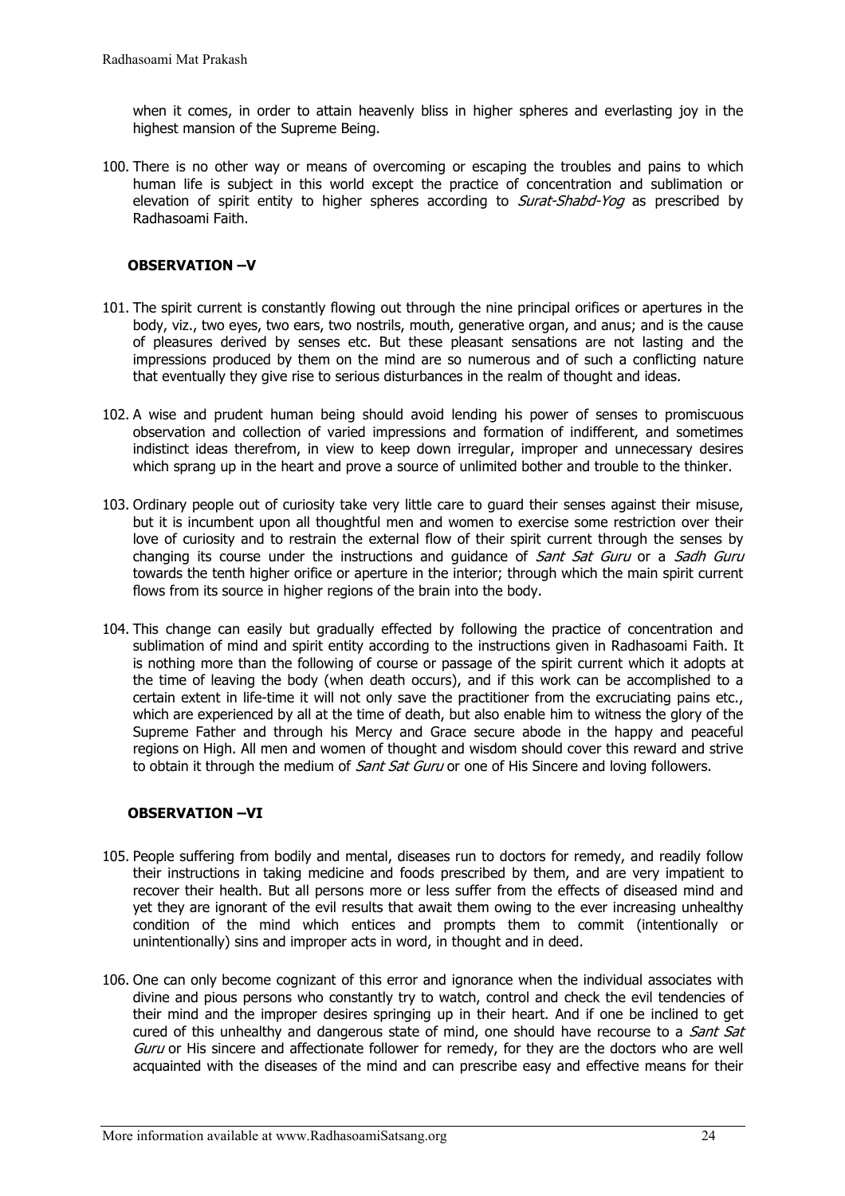when it comes, in order to attain heavenly bliss in higher spheres and everlasting joy in the highest mansion of the Supreme Being.

100. There is no other way or means of overcoming or escaping the troubles and pains to which human life is subject in this world except the practice of concentration and sublimation or elevation of spirit entity to higher spheres according to *Surat-Shabd-Yog* as prescribed by Radhasoami Faith.

### OBSERVATION –V

101. The spirit current is constantly flowing out through the nine principal orifices or apertures in the body, viz., two eyes, two ears, two nostrils, mouth, generative organ, and anus; and is the cause of pleasures derived by senses etc. But these pleasant sensations are not lasting and the impressions produced by them on the mind are so numerous and of such a conflicting nature that eventually they give rise to serious disturbances in the realm of thought and ideas.

102. A wise and prudent human being should avoid lending his power of senses to promiscuous observation and collection of varied impressions and formation of indifferent, and sometimes indistinct ideas therefrom, in view to keep down irregular, improper and unnecessary desires which sprang up in the heart and prove a source of unlimited bother and trouble to the thinker.

103. Ordinary people out of curiosity take very little care to guard their senses against their misuse, but it is incumbent upon all thoughtful men and women to exercise some restriction over their love of curiosity and to restrain the external flow of their spirit current through the senses by changing its course under the instructions and guidance of *Sant Sat Guru* or a *Sadh Guru* towards the tenth higher orifice or aperture in the interior; through which the main spirit current flows from its source in higher regions of the brain into the body.

104. This change can easily but gradually effected by following the practice of concentration and sublimation of mind and spirit entity according to the instructions given in Radhasoami Faith. It is nothing more than the following of course or passage of the spirit current which it adopts at the time of leaving the body (when death occurs), and if this work can be accomplished to a certain extent in life-time it will not only save the practitioner from the excruciating pains etc., which are experienced by all at the time of death, but also enable him to witness the glory of the Supreme Father and through his Mercy and Grace secure abode in the happy and peaceful regions on High. All men and women of thought and wisdom should cover this reward and strive to obtain it through the medium of *Sant Sat Guru* or one of His Sincere and loving followers.

### OBSERVATION –VI

105. People suffering from bodily and mental, diseases run to doctors for remedy, and readily follow their instructions in taking medicine and foods prescribed by them, and are very impatient to recover their health. But all persons more or less suffer from the effects of diseased mind and yet they are ignorant of the evil results that await them owing to the ever increasing unhealthy condition of the mind which entices and prompts them to commit (intentionally or unintentionally) sins and improper acts in word, in thought and in deed.

106. One can only become cognizant of this error and ignorance when the individual associates with divine and pious persons who constantly try to watch, control and check the evil tendencies of their mind and the improper desires springing up in their heart. And if one be inclined to get cured of this unhealthy and dangerous state of mind, one should have recourse to a *Sant Sat Guru* or His sincere and affectionate follower for remedy, for they are the doctors who are well acquainted with the diseases of the mind and can prescribe easy and effective means for their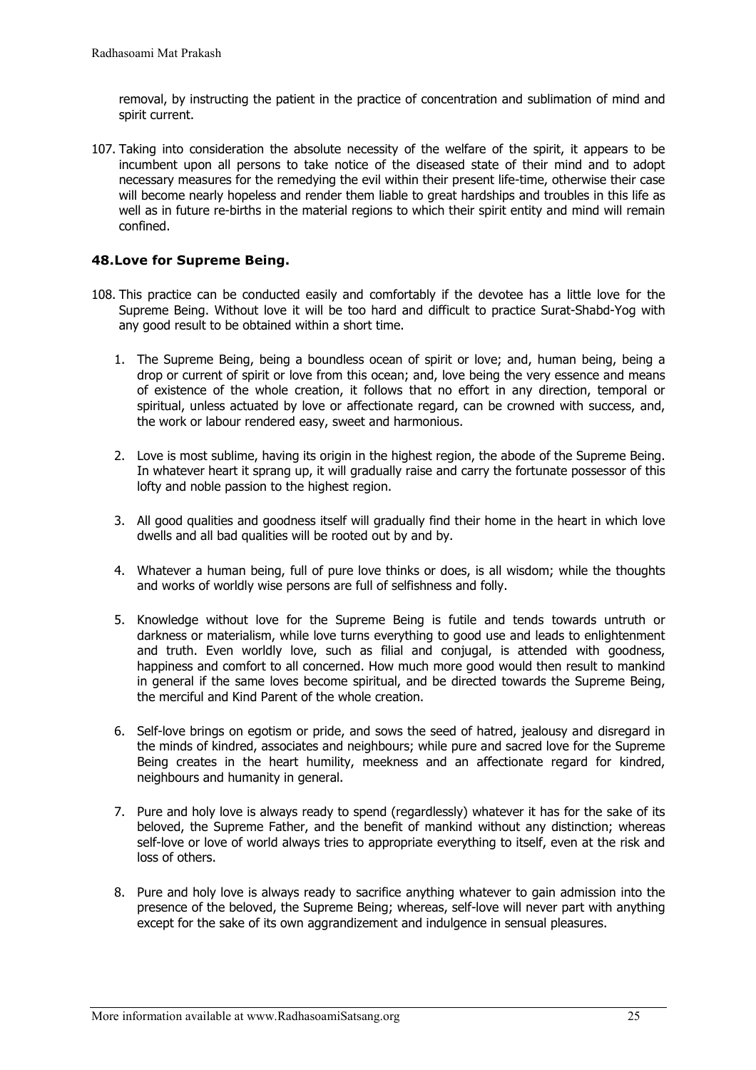removal, by instructing the patient in the practice of concentration and sublimation of mind and spirit current.

107. Taking into consideration the absolute necessity of the welfare of the spirit, it appears to be incumbent upon all persons to take notice of the diseased state of their mind and to adopt necessary measures for the remedying the evil within their present life-time, otherwise their case will become nearly hopeless and render them liable to great hardships and troubles in this life as well as in future re-births in the material regions to which their spirit entity and mind will remain confined.

### 48. Love for Supreme Being.

108. This practice can be conducted easily and comfortably if the devotee has a little love for the Supreme Being. Without love it will be too hard and difficult to practice Surat-Shabd-Yog with any good result to be obtained within a short time.

    1. The Supreme Being, being a boundless ocean of spirit or love; and, human being, being a drop or current of spirit or love from this ocean; and, love being the very essence and means of existence of the whole creation, it follows that no effort in any direction, temporal or spiritual, unless actuated by love or affectionate regard, can be crowned with success, and, the work or labour rendered easy, sweet and harmonious.

    2. Love is most sublime, having its origin in the highest region, the abode of the Supreme Being. In whatever heart it sprang up, it will gradually raise and carry the fortunate possessor of this lofty and noble passion to the highest region.

    3. All good qualities and goodness itself will gradually find their home in the heart in which love dwells and all bad qualities will be rooted out by and by.

    4. Whatever a human being, full of pure love thinks or does, is all wisdom; while the thoughts and works of worldly wise persons are full of selfishness and folly.

    5. Knowledge without love for the Supreme Being is futile and tends towards untruth or darkness or materialism, while love turns everything to good use and leads to enlightenment and truth. Even worldly love, such as filial and conjugal, is attended with goodness, happiness and comfort to all concerned. How much more good would then result to mankind in general if the same loves become spiritual, and be directed towards the Supreme Being, the merciful and Kind Parent of the whole creation.

    6. Self-love brings on egotism or pride, and sows the seed of hatred, jealousy and disregard in the minds of kindred, associates and neighbours; while pure and sacred love for the Supreme Being creates in the heart humility, meekness and an affectionate regard for kindred, neighbours and humanity in general.

    7. Pure and holy love is always ready to spend (regardlessly) whatever it has for the sake of its beloved, the Supreme Father, and the benefit of mankind without any distinction; whereas self-love or love of world always tries to appropriate everything to itself, even at the risk and loss of others.

    8. Pure and holy love is always ready to sacrifice anything whatever to gain admission into the presence of the beloved, the Supreme Being; whereas, self-love will never part with anything except for the sake of its own aggrandizement and indulgence in sensual pleasures.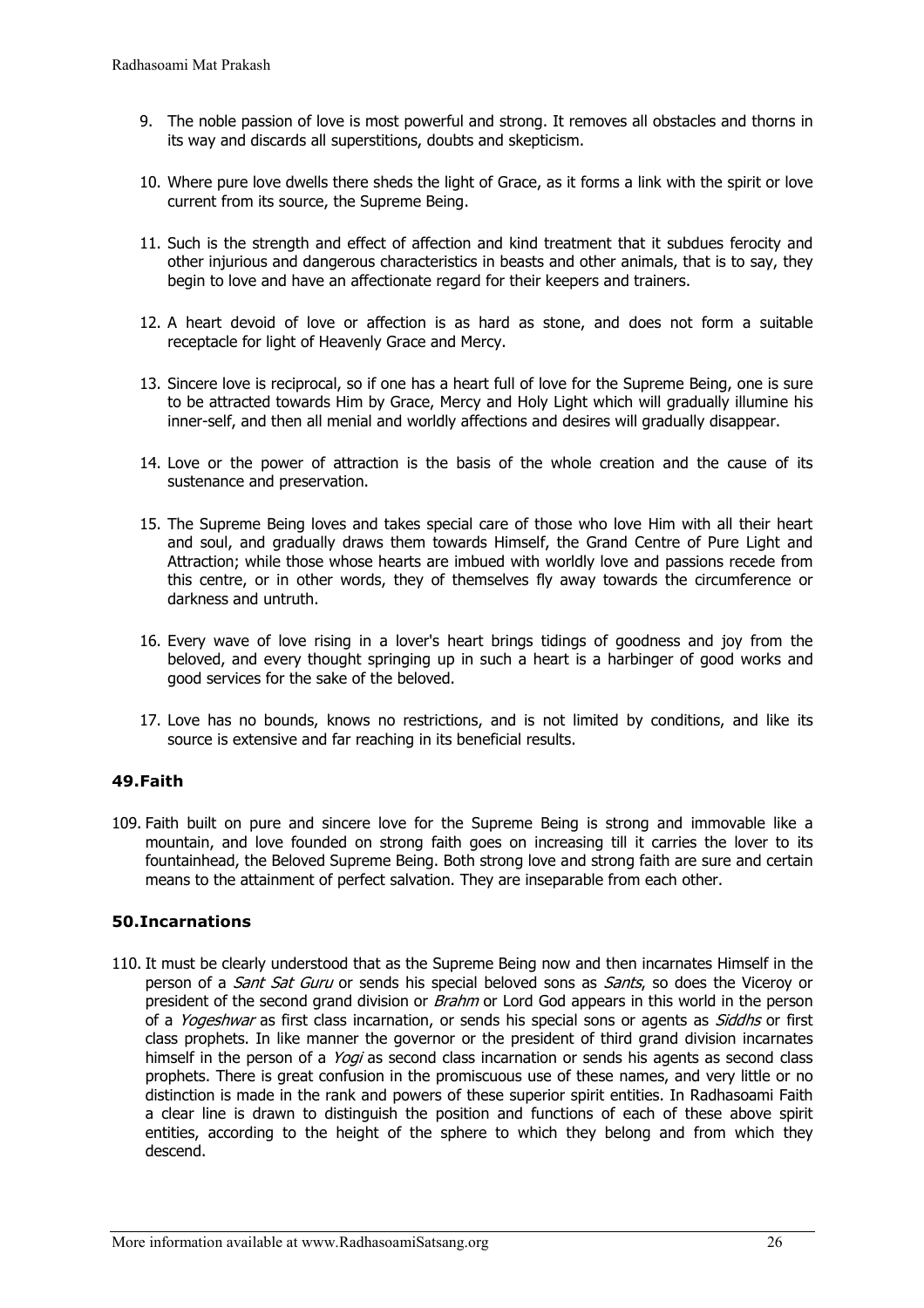9. The noble passion of love is most powerful and strong. It removes all obstacles and thorns in its way and discards all superstitions, doubts and skepticism.

10. Where pure love dwells there sheds the light of Grace, as it forms a link with the spirit or love current from its source, the Supreme Being.

11. Such is the strength and effect of affection and kind treatment that it subdues ferocity and other injurious and dangerous characteristics in beasts and other animals, that is to say, they begin to love and have an affectionate regard for their keepers and trainers.

12. A heart devoid of love or affection is as hard as stone, and does not form a suitable receptacle for light of Heavenly Grace and Mercy.

13. Sincere love is reciprocal, so if one has a heart full of love for the Supreme Being, one is sure to be attracted towards Him by Grace, Mercy and Holy Light which will gradually illumine his inner-self, and then all menial and worldly affections and desires will gradually disappear.

14. Love or the power of attraction is the basis of the whole creation and the cause of its sustenance and preservation.

15. The Supreme Being loves and takes special care of those who love Him with all their heart and soul, and gradually draws them towards Himself, the Grand Centre of Pure Light and Attraction; while those whose hearts are imbued with worldly love and passions recede from this centre, or in other words, they of themselves fly away towards the circumference or darkness and untruth.

16. Every wave of love rising in a lover's heart brings tidings of goodness and joy from the beloved, and every thought springing up in such a heart is a harbinger of good works and good services for the sake of the beloved.

17. Love has no bounds, knows no restrictions, and is not limited by conditions, and like its source is extensive and far reaching in its beneficial results.

### 49.Faith

109. Faith built on pure and sincere love for the Supreme Being is strong and immovable like a mountain, and love founded on strong faith goes on increasing till it carries the lover to its fountainhead, the Beloved Supreme Being. Both strong love and strong faith are sure and certain means to the attainment of perfect salvation. They are inseparable from each other.

### 50.Incarnations

110. It must be clearly understood that as the Supreme Being now and then incarnates Himself in the person of a *Sant Sat Guru* or sends his special beloved sons as *Sants*, so does the Viceroy or president of the second grand division or *Brahm* or Lord God appears in this world in the person of a *Yogeshwar* as first class incarnation, or sends his special sons or agents as *Siddhs* or first class prophets. In like manner the governor or the president of third grand division incarnates himself in the person of a *Yogi* as second class incarnation or sends his agents as second class prophets. There is great confusion in the promiscuous use of these names, and very little or no distinction is made in the rank and powers of these superior spirit entities. In Radhasoami Faith a clear line is drawn to distinguish the position and functions of each of these above spirit entities, according to the height of the sphere to which they belong and from which they descend.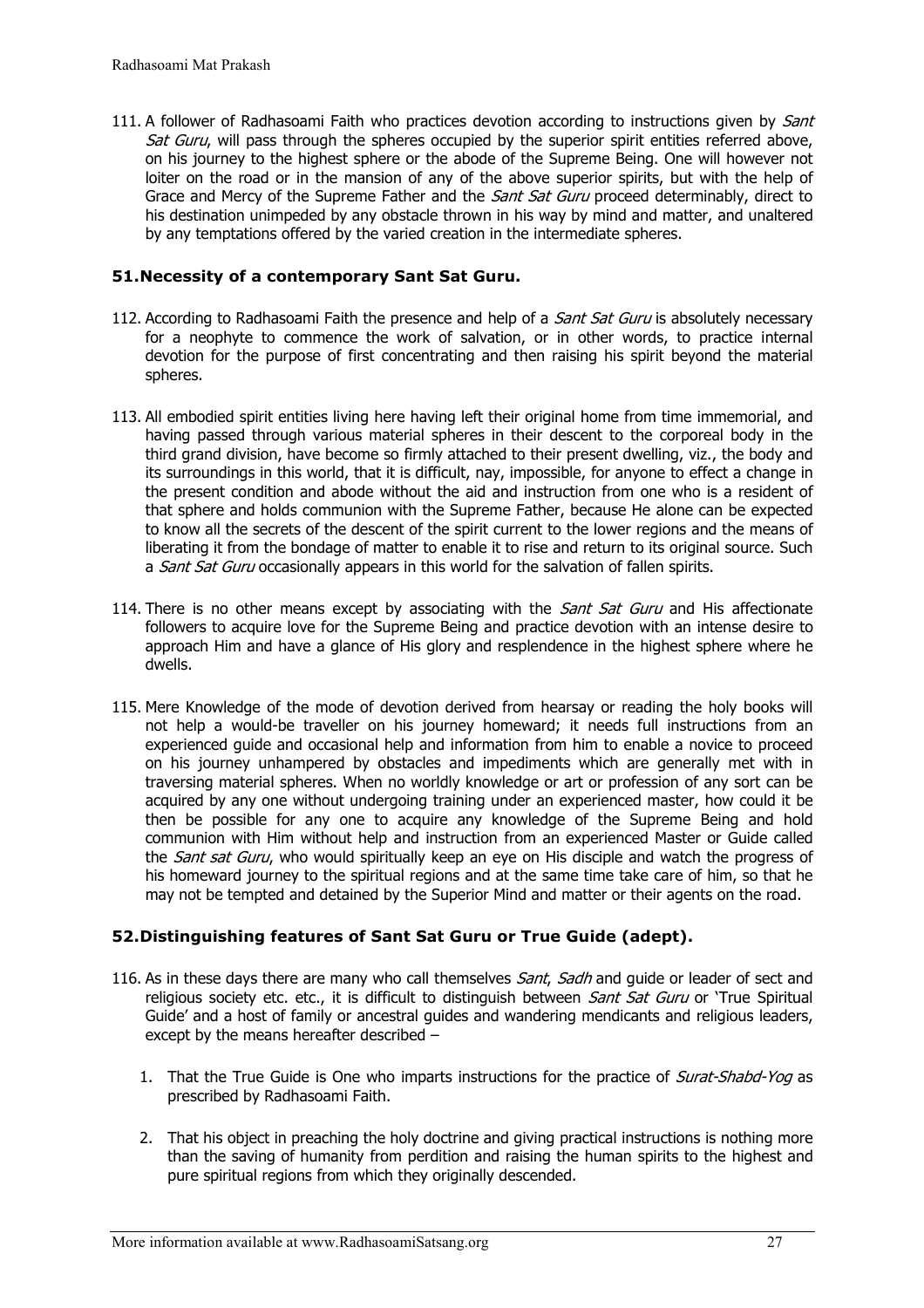111. A follower of Radhasoami Faith who practices devotion according to instructions given by *Sant Sat Guru*, will pass through the spheres occupied by the superior spirit entities referred above, on his journey to the highest sphere or the abode of the Supreme Being. One will however not loiter on the road or in the mansion of any of the above superior spirits, but with the help of Grace and Mercy of the Supreme Father and the *Sant Sat Guru* proceed determinably, direct to his destination unimpeded by any obstacle thrown in his way by mind and matter, and unaltered by any temptations offered by the varied creation in the intermediate spheres.

### 51. Necessity of a contemporary Sant Sat Guru.

112. According to Radhasoami Faith the presence and help of a *Sant Sat Guru* is absolutely necessary for a neophyte to commence the work of salvation, or in other words, to practice internal devotion for the purpose of first concentrating and then raising his spirit beyond the material spheres.

113. All embodied spirit entities living here having left their original home from time immemorial, and having passed through various material spheres in their descent to the corporeal body in the third grand division, have become so firmly attached to their present dwelling, viz., the body and its surroundings in this world, that it is difficult, nay, impossible, for anyone to effect a change in the present condition and abode without the aid and instruction from one who is a resident of that sphere and holds communion with the Supreme Father, because He alone can be expected to know all the secrets of the descent of the spirit current to the lower regions and the means of liberating it from the bondage of matter to enable it to rise and return to its original source. Such a *Sant Sat Guru* occasionally appears in this world for the salvation of fallen spirits.

114. There is no other means except by associating with the *Sant Sat Guru* and His affectionate followers to acquire love for the Supreme Being and practice devotion with an intense desire to approach Him and have a glance of His glory and resplendence in the highest sphere where he dwells.

115. Mere Knowledge of the mode of devotion derived from hearsay or reading the holy books will not help a would-be traveller on his journey homeward; it needs full instructions from an experienced guide and occasional help and information from him to enable a novice to proceed on his journey unhampered by obstacles and impediments which are generally met with in traversing material spheres. When no worldly knowledge or art or profession of any sort can be acquired by any one without undergoing training under an experienced master, how could it be then be possible for any one to acquire any knowledge of the Supreme Being and hold communion with Him without help and instruction from an experienced Master or Guide called the *Sant sat Guru*, who would spiritually keep an eye on His disciple and watch the progress of his homeward journey to the spiritual regions and at the same time take care of him, so that he may not be tempted and detained by the Superior Mind and matter or their agents on the road.

### 52. Distinguishing features of Sant Sat Guru or True Guide (adept).

116. As in these days there are many who call themselves *Sant*, *Sadh* and guide or leader of sect and religious society etc. etc., it is difficult to distinguish between *Sant Sat Guru* or 'True Spiritual Guide' and a host of family or ancestral guides and wandering mendicants and religious leaders, except by the means hereafter described –

    1. That the True Guide is One who imparts instructions for the practice of *Surat-Shabd-Yog* as prescribed by Radhasoami Faith.

    2. That his object in preaching the holy doctrine and giving practical instructions is nothing more than the saving of humanity from perdition and raising the human spirits to the highest and pure spiritual regions from which they originally descended.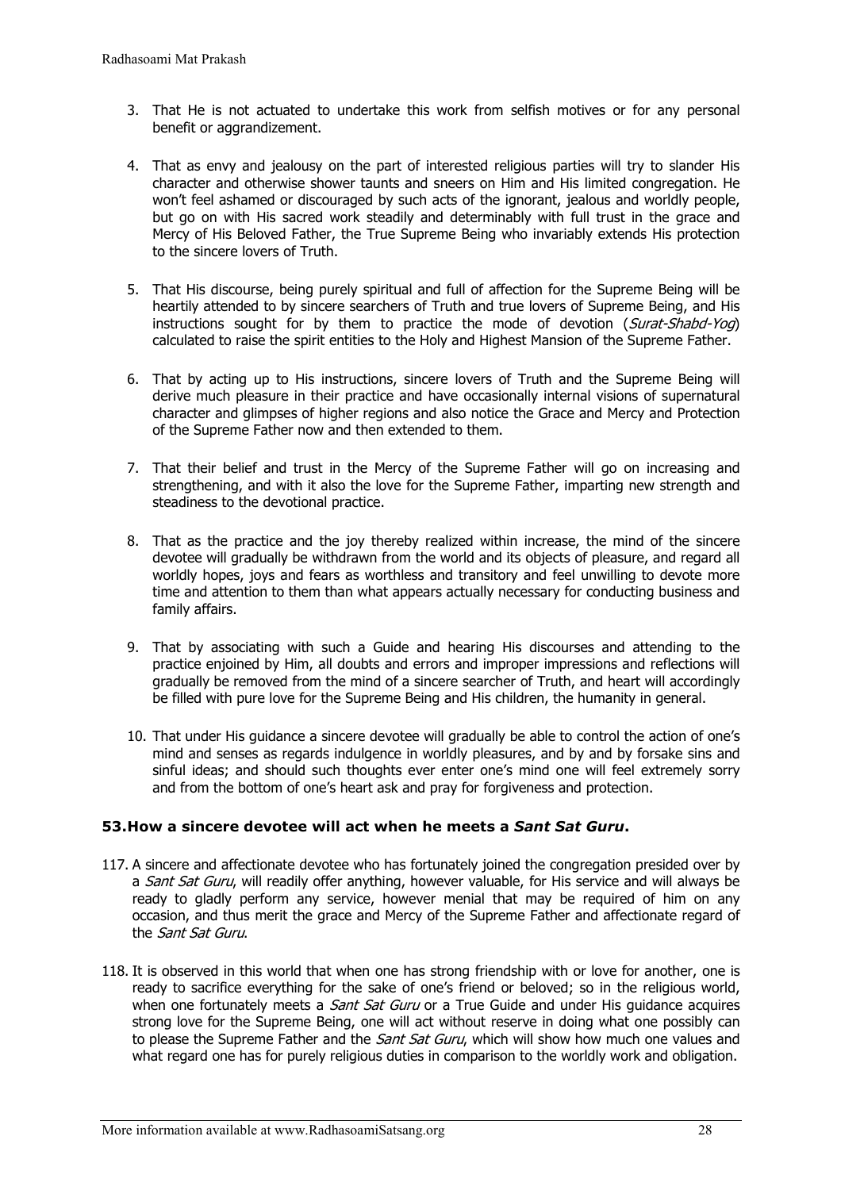3. That He is not actuated to undertake this work from selfish motives or for any personal benefit or aggrandizement.

4. That as envy and jealousy on the part of interested religious parties will try to slander His character and otherwise shower taunts and sneers on Him and His limited congregation. He won't feel ashamed or discouraged by such acts of the ignorant, jealous and worldly people, but go on with His sacred work steadily and determinably with full trust in the grace and Mercy of His Beloved Father, the True Supreme Being who invariably extends His protection to the sincere lovers of Truth.

5. That His discourse, being purely spiritual and full of affection for the Supreme Being will be heartily attended to by sincere searchers of Truth and true lovers of Supreme Being, and His instructions sought for by them to practice the mode of devotion (*Surat-Shabd-Yog*) calculated to raise the spirit entities to the Holy and Highest Mansion of the Supreme Father.

6. That by acting up to His instructions, sincere lovers of Truth and the Supreme Being will derive much pleasure in their practice and have occasionally internal visions of supernatural character and glimpses of higher regions and also notice the Grace and Mercy and Protection of the Supreme Father now and then extended to them.

7. That their belief and trust in the Mercy of the Supreme Father will go on increasing and strengthening, and with it also the love for the Supreme Father, imparting new strength and steadiness to the devotional practice.

8. That as the practice and the joy thereby realized within increase, the mind of the sincere devotee will gradually be withdrawn from the world and its objects of pleasure, and regard all worldly hopes, joys and fears as worthless and transitory and feel unwilling to devote more time and attention to them than what appears actually necessary for conducting business and family affairs.

9. That by associating with such a Guide and hearing His discourses and attending to the practice enjoined by Him, all doubts and errors and improper impressions and reflections will gradually be removed from the mind of a sincere searcher of Truth, and heart will accordingly be filled with pure love for the Supreme Being and His children, the humanity in general.

10. That under His guidance a sincere devotee will gradually be able to control the action of one's mind and senses as regards indulgence in worldly pleasures, and by and by forsake sins and sinful ideas; and should such thoughts ever enter one's mind one will feel extremely sorry and from the bottom of one's heart ask and pray for forgiveness and protection.

### 53. How a sincere devotee will act when he meets a *Sant Sat Guru*.

117. A sincere and affectionate devotee who has fortunately joined the congregation presided over by a *Sant Sat Guru*, will readily offer anything, however valuable, for His service and will always be ready to gladly perform any service, however menial that may be required of him on any occasion, and thus merit the grace and Mercy of the Supreme Father and affectionate regard of the *Sant Sat Guru*.

118. It is observed in this world that when one has strong friendship with or love for another, one is ready to sacrifice everything for the sake of one's friend or beloved; so in the religious world, when one fortunately meets a *Sant Sat Guru* or a True Guide and under His guidance acquires strong love for the Supreme Being, one will act without reserve in doing what one possibly can to please the Supreme Father and the *Sant Sat Guru*, which will show how much one values and what regard one has for purely religious duties in comparison to the worldly work and obligation.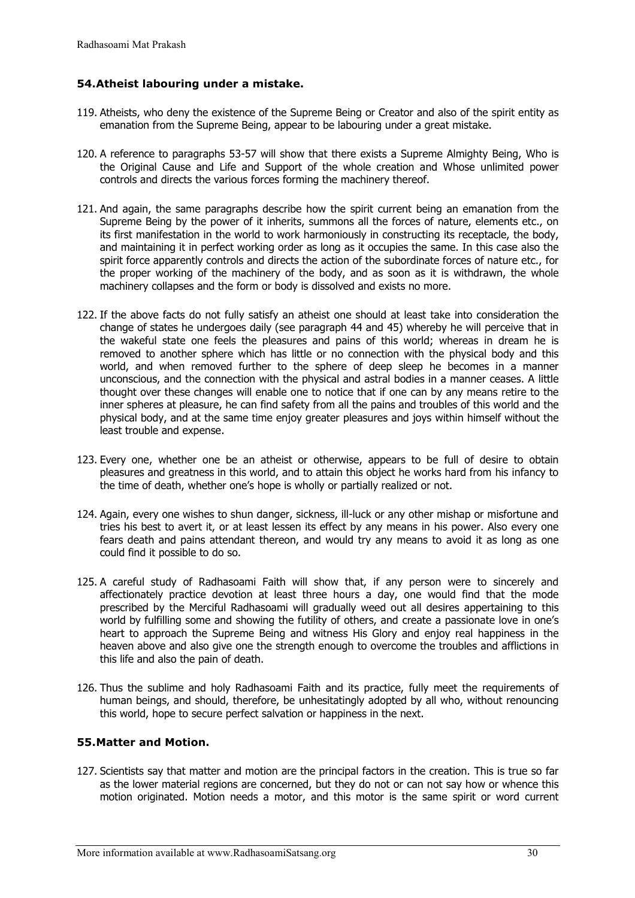## 54. Atheist labouring under a mistake.

119. Atheists, who deny the existence of the Supreme Being or Creator and also of the spirit entity as emanation from the Supreme Being, appear to be labouring under a great mistake.

120. A reference to paragraphs 53-57 will show that there exists a Supreme Almighty Being, Who is the Original Cause and Life and Support of the whole creation and Whose unlimited power controls and directs the various forces forming the machinery thereof.

121. And again, the same paragraphs describe how the spirit current being an emanation from the Supreme Being by the power of it inherits, summons all the forces of nature, elements etc., on its first manifestation in the world to work harmoniously in constructing its receptacle, the body, and maintaining it in perfect working order as long as it occupies the same. In this case also the spirit force apparently controls and directs the action of the subordinate forces of nature etc., for the proper working of the machinery of the body, and as soon as it is withdrawn, the whole machinery collapses and the form or body is dissolved and exists no more.

122. If the above facts do not fully satisfy an atheist one should at least take into consideration the change of states he undergoes daily (see paragraph 44 and 45) whereby he will perceive that in the wakeful state one feels the pleasures and pains of this world; whereas in dream he is removed to another sphere which has little or no connection with the physical body and this world, and when removed further to the sphere of deep sleep he becomes in a manner unconscious, and the connection with the physical and astral bodies in a manner ceases. A little thought over these changes will enable one to notice that if one can by any means retire to the inner spheres at pleasure, he can find safety from all the pains and troubles of this world and the physical body, and at the same time enjoy greater pleasures and joys within himself without the least trouble and expense.

123. Every one, whether one be an atheist or otherwise, appears to be full of desire to obtain pleasures and greatness in this world, and to attain this object he works hard from his infancy to the time of death, whether one's hope is wholly or partially realized or not.

124. Again, every one wishes to shun danger, sickness, ill-luck or any other mishap or misfortune and tries his best to avert it, or at least lessen its effect by any means in his power. Also every one fears death and pains attendant thereon, and would try any means to avoid it as long as one could find it possible to do so.

125. A careful study of Radhasoami Faith will show that, if any person were to sincerely and affectionately practice devotion at least three hours a day, one would find that the mode prescribed by the Merciful Radhasoami will gradually weed out all desires appertaining to this world by fulfilling some and showing the futility of others, and create a passionate love in one's heart to approach the Supreme Being and witness His Glory and enjoy real happiness in the heaven above and also give one the strength enough to overcome the troubles and afflictions in this life and also the pain of death.

126. Thus the sublime and holy Radhasoami Faith and its practice, fully meet the requirements of human beings, and should, therefore, be unhesitatingly adopted by all who, without renouncing this world, hope to secure perfect salvation or happiness in the next.

## 55. Matter and Motion.

127. Scientists say that matter and motion are the principal factors in the creation. This is true so far as the lower material regions are concerned, but they do not or can not say how or whence this motion originated. Motion needs a motor, and this motor is the same spirit or word current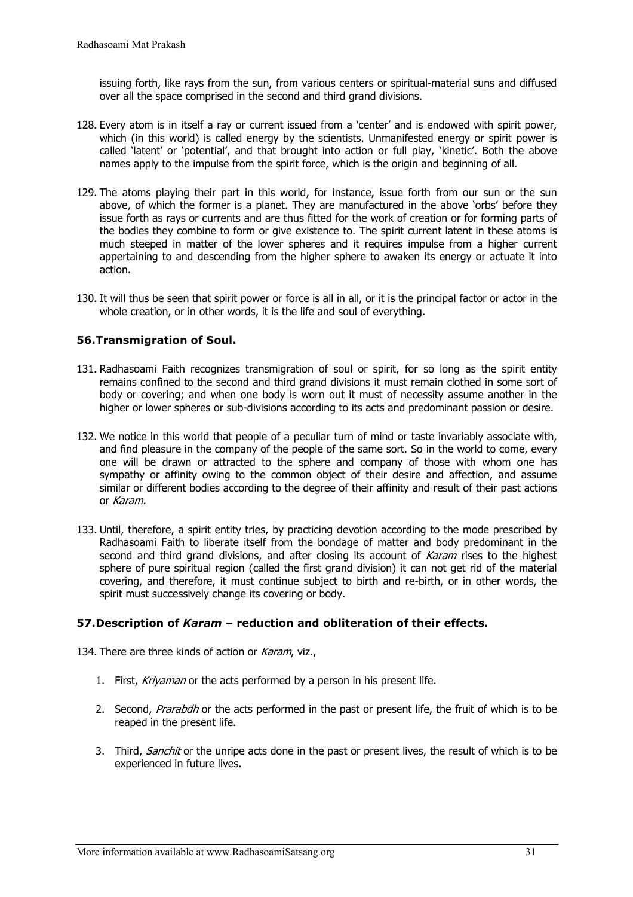issuing forth, like rays from the sun, from various centers or spiritual-material suns and diffused over all the space comprised in the second and third grand divisions.

128. Every atom is in itself a ray or current issued from a 'center' and is endowed with spirit power, which (in this world) is called energy by the scientists. Unmanifested energy or spirit power is called 'latent' or 'potential', and that brought into action or full play, 'kinetic'. Both the above names apply to the impulse from the spirit force, which is the origin and beginning of all.

129. The atoms playing their part in this world, for instance, issue forth from our sun or the sun above, of which the former is a planet. They are manufactured in the above 'orbs' before they issue forth as rays or currents and are thus fitted for the work of creation or for forming parts of the bodies they combine to form or give existence to. The spirit current latent in these atoms is much steeped in matter of the lower spheres and it requires impulse from a higher current appertaining to and descending from the higher sphere to awaken its energy or actuate it into action.

130. It will thus be seen that spirit power or force is all in all, or it is the principal factor or actor in the whole creation, or in other words, it is the life and soul of everything.

### 56.Transmigration of Soul.

131. Radhasoami Faith recognizes transmigration of soul or spirit, for so long as the spirit entity remains confined to the second and third grand divisions it must remain clothed in some sort of body or covering; and when one body is worn out it must of necessity assume another in the higher or lower spheres or sub-divisions according to its acts and predominant passion or desire.

132. We notice in this world that people of a peculiar turn of mind or taste invariably associate with, and find pleasure in the company of the people of the same sort. So in the world to come, every one will be drawn or attracted to the sphere and company of those with whom one has sympathy or affinity owing to the common object of their desire and affection, and assume similar or different bodies according to the degree of their affinity and result of their past actions or *Karam.*

133. Until, therefore, a spirit entity tries, by practicing devotion according to the mode prescribed by Radhasoami Faith to liberate itself from the bondage of matter and body predominant in the second and third grand divisions, and after closing its account of *Karam* rises to the highest sphere of pure spiritual region (called the first grand division) it can not get rid of the material covering, and therefore, it must continue subject to birth and re-birth, or in other words, the spirit must successively change its covering or body.

### 57.Description of *Karam* – reduction and obliteration of their effects.

134. There are three kinds of action or *Karam*, viz.,

1. First, *Kriyaman* or the acts performed by a person in his present life.
2. Second, *Prarabdh* or the acts performed in the past or present life, the fruit of which is to be reaped in the present life.
3. Third, *Sanchit* or the unripe acts done in the past or present lives, the result of which is to be experienced in future lives.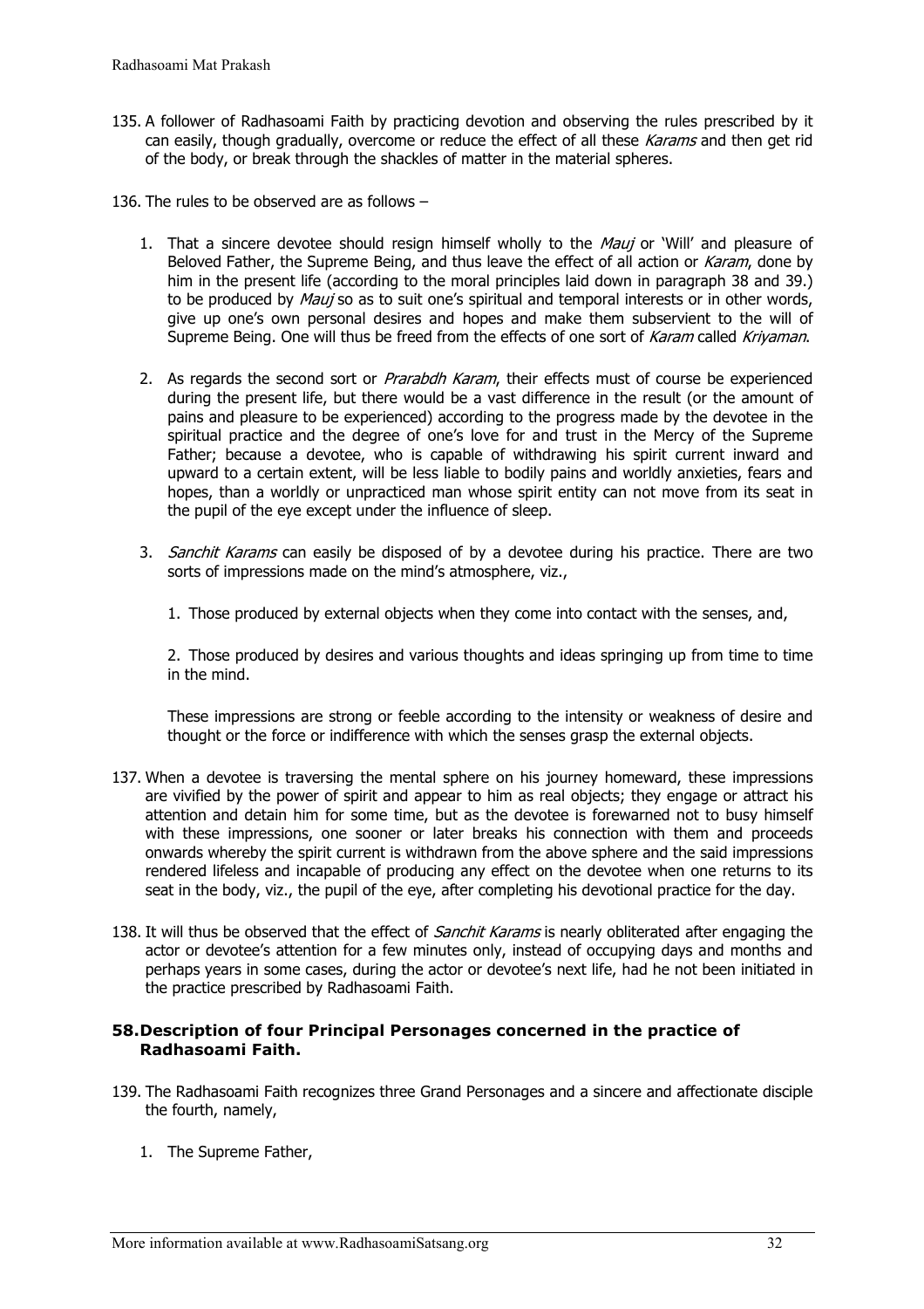135. A follower of Radhasoami Faith by practicing devotion and observing the rules prescribed by it can easily, though gradually, overcome or reduce the effect of all these *Karams* and then get rid of the body, or break through the shackles of matter in the material spheres.

136. The rules to be observed are as follows –

    1. That a sincere devotee should resign himself wholly to the *Mauj* or 'Will' and pleasure of Beloved Father, the Supreme Being, and thus leave the effect of all action or *Karam*, done by him in the present life (according to the moral principles laid down in paragraph 38 and 39.) to be produced by *Mauj* so as to suit one's spiritual and temporal interests or in other words, give up one's own personal desires and hopes and make them subservient to the will of Supreme Being. One will thus be freed from the effects of one sort of *Karam* called *Kriyaman*.

    2. As regards the second sort or *Prarabdh Karam*, their effects must of course be experienced during the present life, but there would be a vast difference in the result (or the amount of pains and pleasure to be experienced) according to the progress made by the devotee in the spiritual practice and the degree of one's love for and trust in the Mercy of the Supreme Father; because a devotee, who is capable of withdrawing his spirit current inward and upward to a certain extent, will be less liable to bodily pains and worldly anxieties, fears and hopes, than a worldly or unpracticed man whose spirit entity can not move from its seat in the pupil of the eye except under the influence of sleep.

    3. *Sanchit Karams* can easily be disposed of by a devotee during his practice. There are two sorts of impressions made on the mind's atmosphere, viz.,

        1. Those produced by external objects when they come into contact with the senses, and,

        2. Those produced by desires and various thoughts and ideas springing up from time to time in the mind.

       These impressions are strong or feeble according to the intensity or weakness of desire and thought or the force or indifference with which the senses grasp the external objects.

137. When a devotee is traversing the mental sphere on his journey homeward, these impressions are vivified by the power of spirit and appear to him as real objects; they engage or attract his attention and detain him for some time, but as the devotee is forewarned not to busy himself with these impressions, one sooner or later breaks his connection with them and proceeds onwards whereby the spirit current is withdrawn from the above sphere and the said impressions rendered lifeless and incapable of producing any effect on the devotee when one returns to its seat in the body, viz., the pupil of the eye, after completing his devotional practice for the day.

138. It will thus be observed that the effect of *Sanchit Karams* is nearly obliterated after engaging the actor or devotee's attention for a few minutes only, instead of occupying days and months and perhaps years in some cases, during the actor or devotee's next life, had he not been initiated in the practice prescribed by Radhasoami Faith.

### 58. Description of four Principal Personages concerned in the practice of Radhasoami Faith.

139. The Radhasoami Faith recognizes three Grand Personages and a sincere and affectionate disciple the fourth, namely,

    1. The Supreme Father,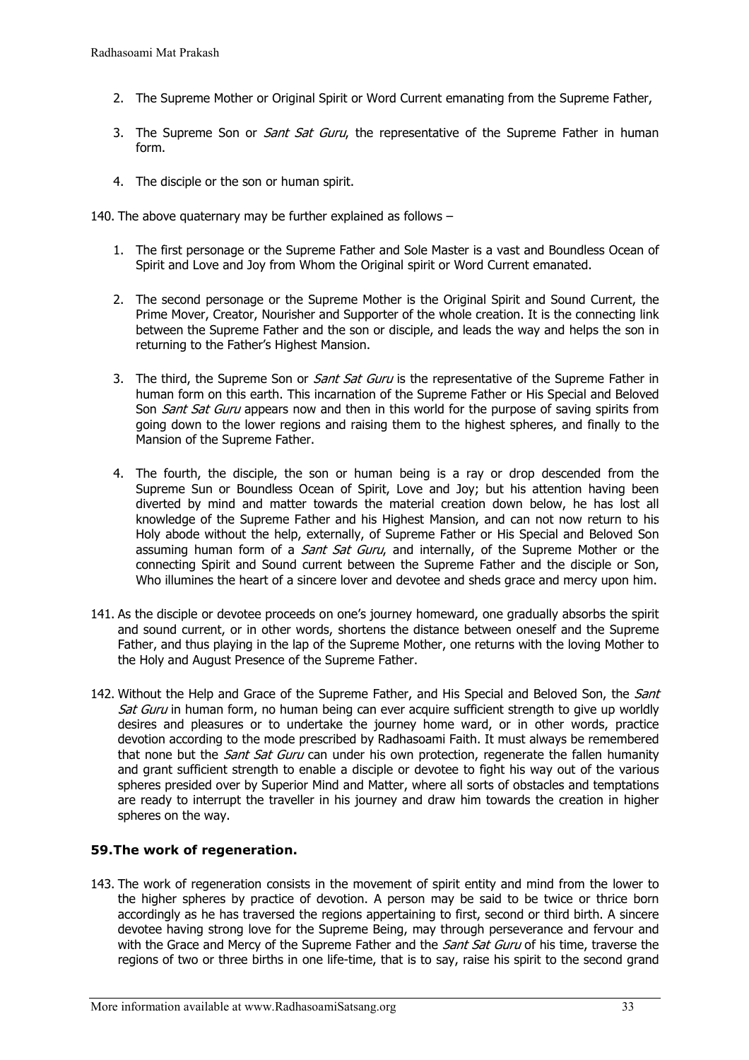2. The Supreme Mother or Original Spirit or Word Current emanating from the Supreme Father,

3. The Supreme Son or *Sant Sat Guru*, the representative of the Supreme Father in human form.

4. The disciple or the son or human spirit.

140. The above quaternary may be further explained as follows –

1. The first personage or the Supreme Father and Sole Master is a vast and Boundless Ocean of Spirit and Love and Joy from Whom the Original spirit or Word Current emanated.

2. The second personage or the Supreme Mother is the Original Spirit and Sound Current, the Prime Mover, Creator, Nourisher and Supporter of the whole creation. It is the connecting link between the Supreme Father and the son or disciple, and leads the way and helps the son in returning to the Father's Highest Mansion.

3. The third, the Supreme Son or *Sant Sat Guru* is the representative of the Supreme Father in human form on this earth. This incarnation of the Supreme Father or His Special and Beloved Son *Sant Sat Guru* appears now and then in this world for the purpose of saving spirits from going down to the lower regions and raising them to the highest spheres, and finally to the Mansion of the Supreme Father.

4. The fourth, the disciple, the son or human being is a ray or drop descended from the Supreme Sun or Boundless Ocean of Spirit, Love and Joy; but his attention having been diverted by mind and matter towards the material creation down below, he has lost all knowledge of the Supreme Father and his Highest Mansion, and can not now return to his Holy abode without the help, externally, of Supreme Father or His Special and Beloved Son assuming human form of a *Sant Sat Guru*, and internally, of the Supreme Mother or the connecting Spirit and Sound current between the Supreme Father and the disciple or Son, Who illumines the heart of a sincere lover and devotee and sheds grace and mercy upon him.

141. As the disciple or devotee proceeds on one's journey homeward, one gradually absorbs the spirit and sound current, or in other words, shortens the distance between oneself and the Supreme Father, and thus playing in the lap of the Supreme Mother, one returns with the loving Mother to the Holy and August Presence of the Supreme Father.

142. Without the Help and Grace of the Supreme Father, and His Special and Beloved Son, the *Sant Sat Guru* in human form, no human being can ever acquire sufficient strength to give up worldly desires and pleasures or to undertake the journey home ward, or in other words, practice devotion according to the mode prescribed by Radhasoami Faith. It must always be remembered that none but the *Sant Sat Guru* can under his own protection, regenerate the fallen humanity and grant sufficient strength to enable a disciple or devotee to fight his way out of the various spheres presided over by Superior Mind and Matter, where all sorts of obstacles and temptations are ready to interrupt the traveller in his journey and draw him towards the creation in higher spheres on the way.

### 59. The work of regeneration.

143. The work of regeneration consists in the movement of spirit entity and mind from the lower to the higher spheres by practice of devotion. A person may be said to be twice or thrice born accordingly as he has traversed the regions appertaining to first, second or third birth. A sincere devotee having strong love for the Supreme Being, may through perseverance and fervour and with the Grace and Mercy of the Supreme Father and the *Sant Sat Guru* of his time, traverse the regions of two or three births in one life-time, that is to say, raise his spirit to the second grand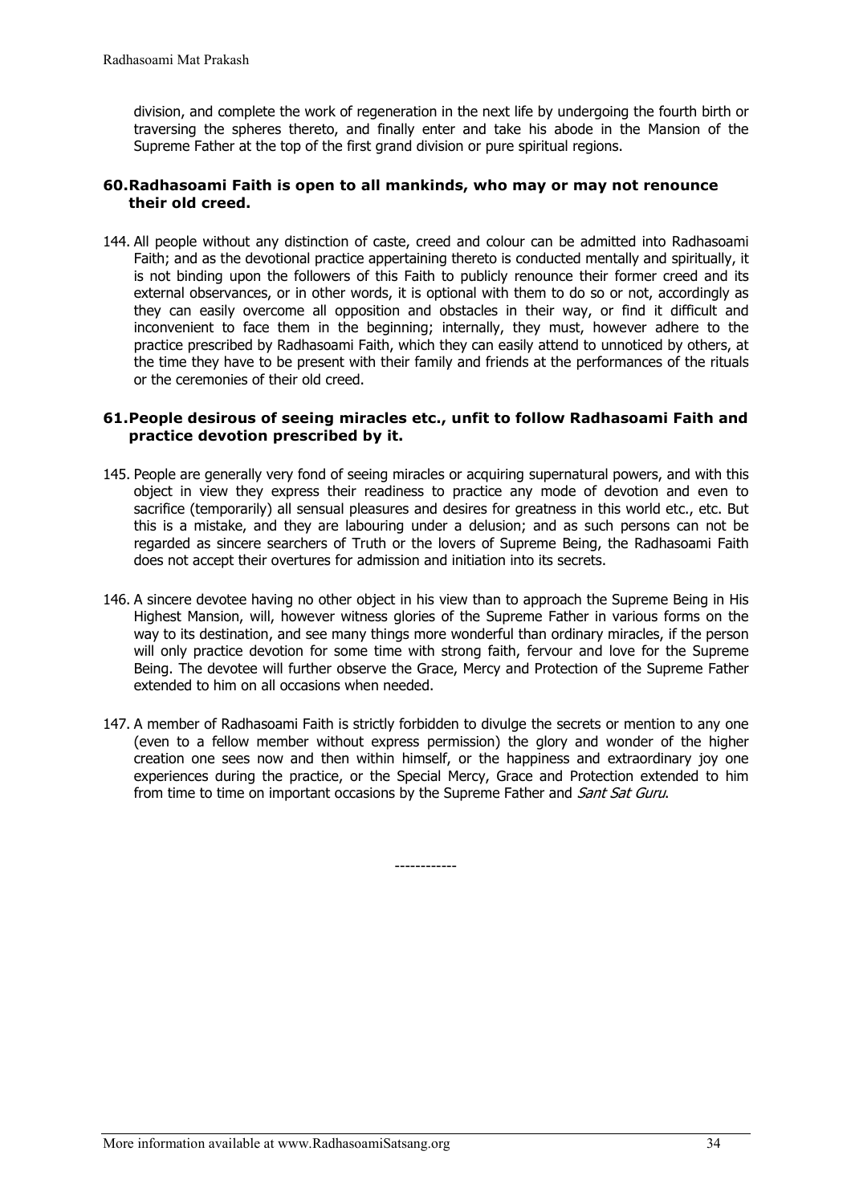division, and complete the work of regeneration in the next life by undergoing the fourth birth or traversing the spheres thereto, and finally enter and take his abode in the Mansion of the Supreme Father at the top of the first grand division or pure spiritual regions.

### 60. Radhasoami Faith is open to all mankinds, who may or may not renounce their old creed.

144. All people without any distinction of caste, creed and colour can be admitted into Radhasoami Faith; and as the devotional practice appertaining thereto is conducted mentally and spiritually, it is not binding upon the followers of this Faith to publicly renounce their former creed and its external observances, or in other words, it is optional with them to do so or not, accordingly as they can easily overcome all opposition and obstacles in their way, or find it difficult and inconvenient to face them in the beginning; internally, they must, however adhere to the practice prescribed by Radhasoami Faith, which they can easily attend to unnoticed by others, at the time they have to be present with their family and friends at the performances of the rituals or the ceremonies of their old creed.

### 61. People desirous of seeing miracles etc., unfit to follow Radhasoami Faith and practice devotion prescribed by it.

145. People are generally very fond of seeing miracles or acquiring supernatural powers, and with this object in view they express their readiness to practice any mode of devotion and even to sacrifice (temporarily) all sensual pleasures and desires for greatness in this world etc., etc. But this is a mistake, and they are labouring under a delusion; and as such persons can not be regarded as sincere searchers of Truth or the lovers of Supreme Being, the Radhasoami Faith does not accept their overtures for admission and initiation into its secrets.

146. A sincere devotee having no other object in his view than to approach the Supreme Being in His Highest Mansion, will, however witness glories of the Supreme Father in various forms on the way to its destination, and see many things more wonderful than ordinary miracles, if the person will only practice devotion for some time with strong faith, fervour and love for the Supreme Being. The devotee will further observe the Grace, Mercy and Protection of the Supreme Father extended to him on all occasions when needed.

147. A member of Radhasoami Faith is strictly forbidden to divulge the secrets or mention to any one (even to a fellow member without express permission) the glory and wonder of the higher creation one sees now and then within himself, or the happiness and extraordinary joy one experiences during the practice, or the Special Mercy, Grace and Protection extended to him from time to time on important occasions by the Supreme Father and *Sant Sat Guru*.

------------